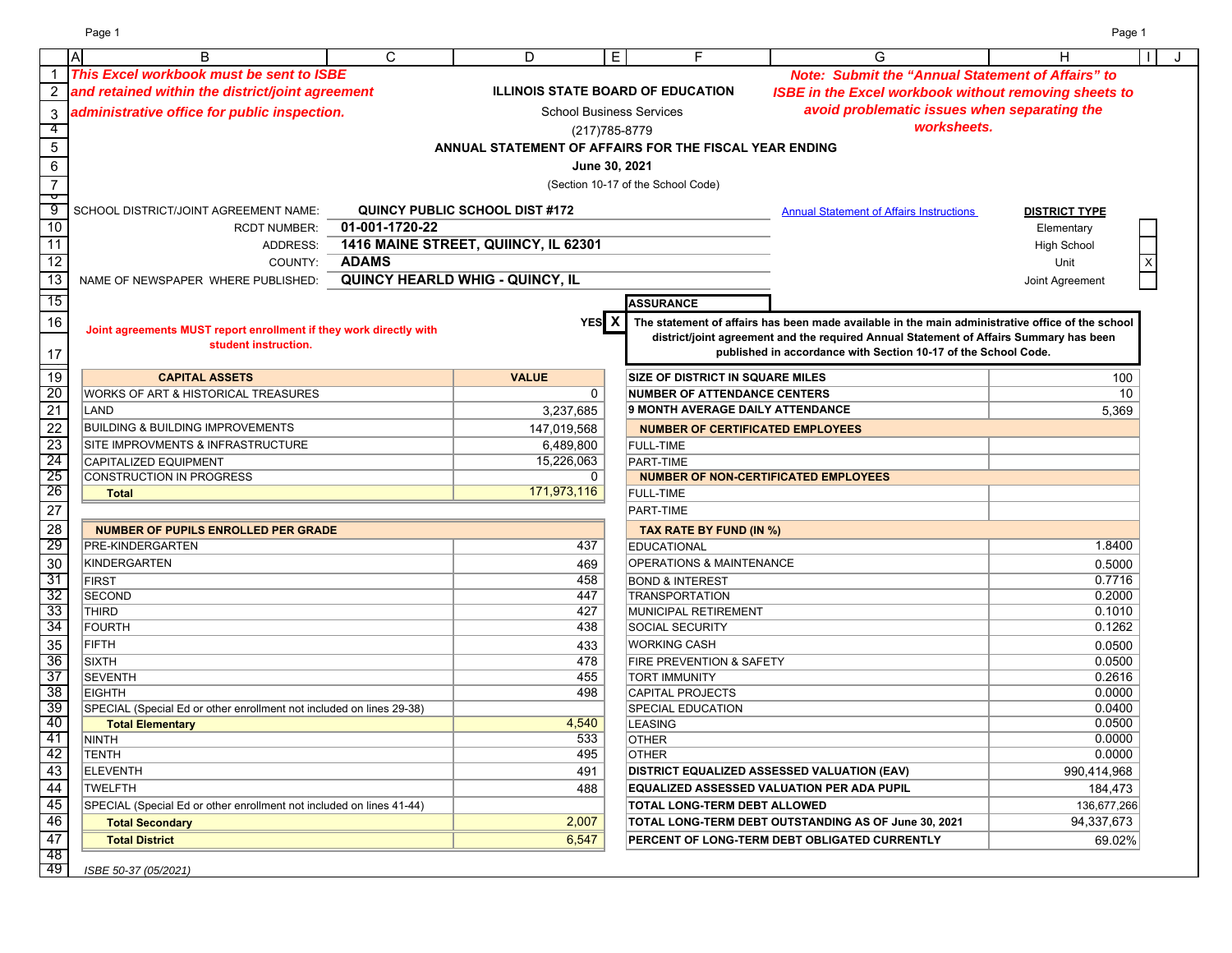*This Excel workbook must be sent to ISBE and retained within the district/joint agreement administrative office for public inspection.*

**ILLINOIS STATE BOARD OF EDUCATION**

School Business Services

(217)785-8779

**ANNUAL STATEMENT OF AFFAIRS FOR THE FISCAL YEAR ENDING**

**June 30, 2021**

(Section 10-17 of the School Code)

*Note: Submit the "Annual Statement of Affairs" to ISBE in the Excel workbook without removing sheets to avoid problematic issues when separating the worksheets.*

SCHOOL DISTRICT/JOINT AGREEMENT NAME: **QUINCY PUBLIC SCHOOL DIST #172**

RCDT NUMBER: **01-001-1720-22**

ADDRESS: **1416 MAINE STREET, QUIINCY, IL 62301**

COUNTY: **ADAMS**

NAME OF NEWSPAPER WHERE PUBLISHED: **QUINCY HEARLD WHIG - QUINCY, IL**

Annual Statement of Affairs Instructions

**DISTRICT TYPE**

| Type | |
|---|---|
| Elementary | |
| High School | |
| Unit | X |
| Joint Agreement | |

**ASSURANCE**

YES **X** — **The statement of affairs has been made available in the main administrative office of the school district/joint agreement and the required Annual Statement of Affairs Summary has been published in accordance with Section 10-17 of the School Code.**

**Joint agreements MUST report enrollment if they work directly with student instruction.**

| CAPITAL ASSETS | VALUE |
|---|---|
| WORKS OF ART & HISTORICAL TREASURES | 0 |
| LAND | 3,237,685 |
| BUILDING & BUILDING IMPROVEMENTS | 147,019,568 |
| SITE IMPROVMENTS & INFRASTRUCTURE | 6,489,800 |
| CAPITALIZED EQUIPMENT | 15,226,063 |
| CONSTRUCTION IN PROGRESS | 0 |
| **Total** | 171,973,116 |

| NUMBER OF PUPILS ENROLLED PER GRADE | |
|---|---|
| PRE-KINDERGARTEN | 437 |
| KINDERGARTEN | 469 |
| FIRST | 458 |
| SECOND | 447 |
| THIRD | 427 |
| FOURTH | 438 |
| FIFTH | 433 |
| SIXTH | 478 |
| SEVENTH | 455 |
| EIGHTH | 498 |
| SPECIAL (Special Ed or other enrollment not included on lines 29-38) | |
| **Total Elementary** | 4,540 |
| NINTH | 533 |
| TENTH | 495 |
| ELEVENTH | 491 |
| TWELFTH | 488 |
| SPECIAL (Special Ed or other enrollment not included on lines 41-44) | |
| **Total Secondary** | 2,007 |
| **Total District** | 6,547 |

| | |
|---|---|
| **SIZE OF DISTRICT IN SQUARE MILES** | 100 |
| **NUMBER OF ATTENDANCE CENTERS** | 10 |
| **9 MONTH AVERAGE DAILY ATTENDANCE** | 5,369 |
| **NUMBER OF CERTIFICATED EMPLOYEES** | |
| FULL-TIME | |
| PART-TIME | |
| **NUMBER OF NON-CERTIFICATED EMPLOYEES** | |
| FULL-TIME | |
| PART-TIME | |
| **TAX RATE BY FUND (IN %)** | |
| EDUCATIONAL | 1.8400 |
| OPERATIONS & MAINTENANCE | 0.5000 |
| BOND & INTEREST | 0.7716 |
| TRANSPORTATION | 0.2000 |
| MUNICIPAL RETIREMENT | 0.1010 |
| SOCIAL SECURITY | 0.1262 |
| WORKING CASH | 0.0500 |
| FIRE PREVENTION & SAFETY | 0.0500 |
| TORT IMMUNITY | 0.2616 |
| CAPITAL PROJECTS | 0.0000 |
| SPECIAL EDUCATION | 0.0400 |
| LEASING | 0.0500 |
| OTHER | 0.0000 |
| OTHER | 0.0000 |
| **DISTRICT EQUALIZED ASSESSED VALUATION (EAV)** | 990,414,968 |
| **EQUALIZED ASSESSED VALUATION PER ADA PUPIL** | 184,473 |
| **TOTAL LONG-TERM DEBT ALLOWED** | 136,677,266 |
| **TOTAL LONG-TERM DEBT OUTSTANDING AS OF June 30, 2021** | 94,337,673 |
| **PERCENT OF LONG-TERM DEBT OBLIGATED CURRENTLY** | 69.02% |

*ISBE 50-37 (05/2021)*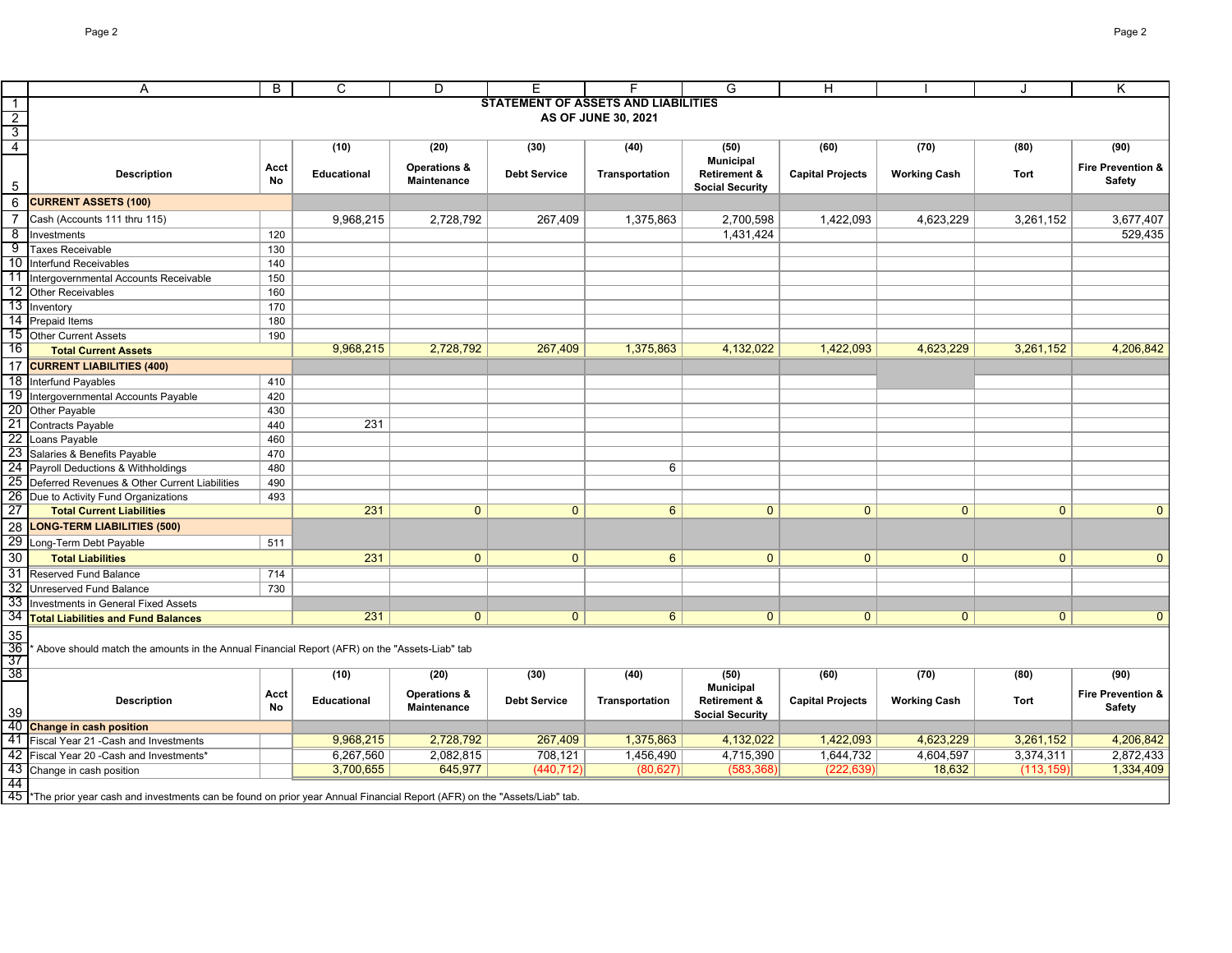# STATEMENT OF ASSETS AND LIABILITIES
## AS OF JUNE 30, 2021

| Description | Acct No | (10) Educational | (20) Operations & Maintenance | (30) Debt Service | (40) Transportation | (50) Municipal Retirement & Social Security | (60) Capital Projects | (70) Working Cash | (80) Tort | (90) Fire Prevention & Safety |
|---|---|---|---|---|---|---|---|---|---|---|
| **CURRENT ASSETS (100)** | | | | | | | | | | |
| Cash (Accounts 111 thru 115) | | 9,968,215 | 2,728,792 | 267,409 | 1,375,863 | 2,700,598 | 1,422,093 | 4,623,229 | 3,261,152 | 3,677,407 |
| Investments | 120 | | | | | 1,431,424 | | | | 529,435 |
| Taxes Receivable | 130 | | | | | | | | | |
| Interfund Receivables | 140 | | | | | | | | | |
| Intergovernmental Accounts Receivable | 150 | | | | | | | | | |
| Other Receivables | 160 | | | | | | | | | |
| Inventory | 170 | | | | | | | | | |
| Prepaid Items | 180 | | | | | | | | | |
| Other Current Assets | 190 | | | | | | | | | |
| **Total Current Assets** | | 9,968,215 | 2,728,792 | 267,409 | 1,375,863 | 4,132,022 | 1,422,093 | 4,623,229 | 3,261,152 | 4,206,842 |
| **CURRENT LIABILITIES (400)** | | | | | | | | | | |
| Interfund Payables | 410 | | | | | | | | | |
| Intergovernmental Accounts Payable | 420 | | | | | | | | | |
| Other Payable | 430 | | | | | | | | | |
| Contracts Payable | 440 | 231 | | | | | | | | |
| Loans Payable | 460 | | | | | | | | | |
| Salaries & Benefits Payable | 470 | | | | | | | | | |
| Payroll Deductions & Withholdings | 480 | | | | 6 | | | | | |
| Deferred Revenues & Other Current Liabilities | 490 | | | | | | | | | |
| Due to Activity Fund Organizations | 493 | | | | | | | | | |
| **Total Current Liabilities** | | 231 | 0 | 0 | 6 | 0 | 0 | 0 | 0 | 0 |
| **LONG-TERM LIABILITIES (500)** | | | | | | | | | | |
| Long-Term Debt Payable | 511 | | | | | | | | | |
| **Total Liabilities** | | 231 | 0 | 0 | 6 | 0 | 0 | 0 | 0 | 0 |
| Reserved Fund Balance | 714 | | | | | | | | | |
| Unreserved Fund Balance | 730 | | | | | | | | | |
| Investments in General Fixed Assets | | | | | | | | | | |
| **Total Liabilities and Fund Balances** | | 231 | 0 | 0 | 6 | 0 | 0 | 0 | 0 | 0 |

* Above should match the amounts in the Annual Financial Report (AFR) on the "Assets-Liab" tab

| Description | Acct No | (10) Educational | (20) Operations & Maintenance | (30) Debt Service | (40) Transportation | (50) Municipal Retirement & Social Security | (60) Capital Projects | (70) Working Cash | (80) Tort | (90) Fire Prevention & Safety |
|---|---|---|---|---|---|---|---|---|---|---|
| **Change in cash position** | | | | | | | | | | |
| Fiscal Year 21 -Cash and Investments | | 9,968,215 | 2,728,792 | 267,409 | 1,375,863 | 4,132,022 | 1,422,093 | 4,623,229 | 3,261,152 | 4,206,842 |
| Fiscal Year 20 -Cash and Investments* | | 6,267,560 | 2,082,815 | 708,121 | 1,456,490 | 4,715,390 | 1,644,732 | 4,604,597 | 3,374,311 | 2,872,433 |
| Change in cash position | | 3,700,655 | 645,977 | (440,712) | (80,627) | (583,368) | (222,639) | 18,632 | (113,159) | 1,334,409 |

*The prior year cash and investments can be found on prior year Annual Financial Report (AFR) on the "Assets/Liab" tab.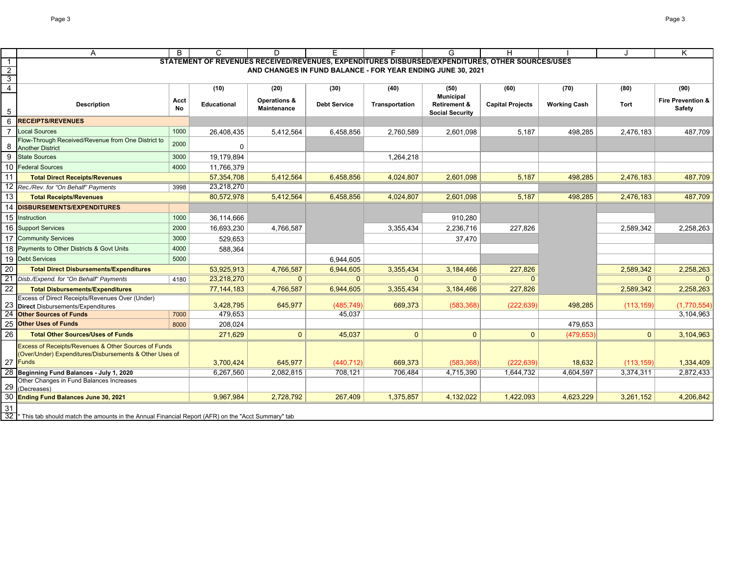## STATEMENT OF REVENUES RECEIVED/REVENUES, EXPENDITURES DISBURSED/EXPENDITURES, OTHER SOURCES/USES AND CHANGES IN FUND BALANCE - FOR YEAR ENDING JUNE 30, 2021

| Description | Acct No | (10) Educational | (20) Operations & Maintenance | (30) Debt Service | (40) Transportation | (50) Municipal Retirement & Social Security | (60) Capital Projects | (70) Working Cash | (80) Tort | (90) Fire Prevention & Safety |
|---|---|---|---|---|---|---|---|---|---|---|
| **RECEIPTS/REVENUES** | | | | | | | | | | |
| Local Sources | 1000 | 26,408,435 | 5,412,564 | 6,458,856 | 2,760,589 | 2,601,098 | 5,187 | 498,285 | 2,476,183 | 487,709 |
| Flow-Through Received/Revenue from One District to Another District | 2000 | 0 | | | | | | | | |
| State Sources | 3000 | 19,179,894 | | | 1,264,218 | | | | | |
| Federal Sources | 4000 | 11,766,379 | | | | | | | | |
| **Total Direct Receipts/Revenues** | | 57,354,708 | 5,412,564 | 6,458,856 | 4,024,807 | 2,601,098 | 5,187 | 498,285 | 2,476,183 | 487,709 |
| *Rec./Rev. for "On Behalf" Payments* | 3998 | 23,218,270 | | | | | | | | |
| **Total Receipts/Revenues** | | 80,572,978 | 5,412,564 | 6,458,856 | 4,024,807 | 2,601,098 | 5,187 | 498,285 | 2,476,183 | 487,709 |
| **DISBURSEMENTS/EXPENDITURES** | | | | | | | | | | |
| Instruction | 1000 | 36,114,666 | | | | 910,280 | | | | |
| Support Services | 2000 | 16,693,230 | 4,766,587 | | 3,355,434 | 2,236,716 | 227,826 | | 2,589,342 | 2,258,263 |
| Community Services | 3000 | 529,653 | | | | 37,470 | | | | |
| Payments to Other Districts & Govt Units | 4000 | 588,364 | | | | | | | | |
| Debt Services | 5000 | | | 6,944,605 | | | | | | |
| **Total Direct Disbursements/Expenditures** | | 53,925,913 | 4,766,587 | 6,944,605 | 3,355,434 | 3,184,466 | 227,826 | | 2,589,342 | 2,258,263 |
| *Disb./Expend. for "On Behalf" Payments* | 4180 | 23,218,270 | 0 | 0 | 0 | 0 | 0 | | 0 | 0 |
| **Total Disbursements/Expenditures** | | 77,144,183 | 4,766,587 | 6,944,605 | 3,355,434 | 3,184,466 | 227,826 | | 2,589,342 | 2,258,263 |
| Excess of Direct Receipts/Revenues Over (Under) **Direct** Disbursements/Expenditures | | 3,428,795 | 645,977 | (485,749) | 669,373 | (583,368) | (222,639) | 498,285 | (113,159) | (1,770,554) |
| **Other Sources of Funds** | 7000 | 479,653 | | 45,037 | | | | | | 3,104,963 |
| **Other Uses of Funds** | 8000 | 208,024 | | | | | | 479,653 | | |
| **Total Other Sources/Uses of Funds** | | 271,629 | 0 | 45,037 | 0 | 0 | 0 | (479,653) | 0 | 3,104,963 |
| Excess of Receipts/Revenues & Other Sources of Funds (Over/Under) Expenditures/Disbursements & Other Uses of Funds | | 3,700,424 | 645,977 | (440,712) | 669,373 | (583,368) | (222,639) | 18,632 | (113,159) | 1,334,409 |
| **Beginning Fund Balances - July 1, 2020** | | 6,267,560 | 2,082,815 | 708,121 | 706,484 | 4,715,390 | 1,644,732 | 4,604,597 | 3,374,311 | 2,872,433 |
| Other Changes in Fund Balances Increases (Decreases) | | | | | | | | | | |
| **Ending Fund Balances June 30, 2021** | | 9,967,984 | 2,728,792 | 267,409 | 1,375,857 | 4,132,022 | 1,422,093 | 4,623,229 | 3,261,152 | 4,206,842 |

* This tab should match the amounts in the Annual Financial Report (AFR) on the "Acct Summary" tab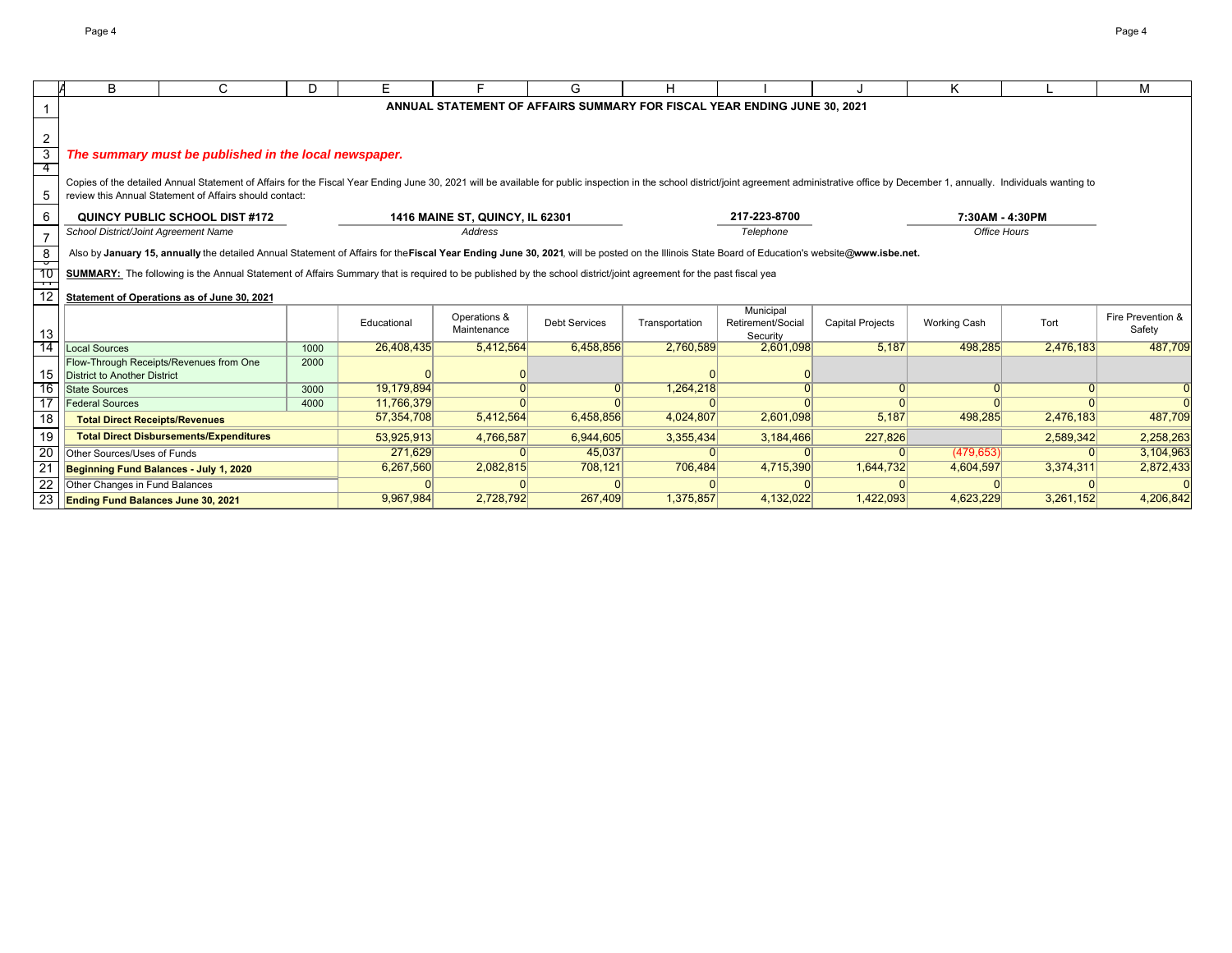# ANNUAL STATEMENT OF AFFAIRS SUMMARY FOR FISCAL YEAR ENDING JUNE 30, 2021

***The summary must be published in the local newspaper.***

Copies of the detailed Annual Statement of Affairs for the Fiscal Year Ending June 30, 2021 will be available for public inspection in the school district/joint agreement administrative office by December 1, annually. Individuals wanting to review this Annual Statement of Affairs should contact:

| **QUINCY PUBLIC SCHOOL DIST #172** | **1416 MAINE ST, QUINCY, IL 62301** | **217-223-8700** | **7:30AM - 4:30PM** |
|---|---|---|---|
| *School District/Joint Agreement Name* | *Address* | *Telephone* | *Office Hours* |

Also by **January 15, annually** the detailed Annual Statement of Affairs for the **Fiscal Year Ending June 30, 2021**, will be posted on the Illinois State Board of Education's website**@www.isbe.net.**

**SUMMARY:** The following is the Annual Statement of Affairs Summary that is required to be published by the school district/joint agreement for the past fiscal yea

**Statement of Operations as of June 30, 2021**

| | | Educational | Operations & Maintenance | Debt Services | Transportation | Municipal Retirement/Social Security | Capital Projects | Working Cash | Tort | Fire Prevention & Safety |
|---|---|---|---|---|---|---|---|---|---|---|
| Local Sources | 1000 | 26,408,435 | 5,412,564 | 6,458,856 | 2,760,589 | 2,601,098 | 5,187 | 498,285 | 2,476,183 | 487,709 |
| Flow-Through Receipts/Revenues from One District to Another District | 2000 | 0 | 0 | | 0 | 0 | | | | |
| State Sources | 3000 | 19,179,894 | 0 | 0 | 1,264,218 | 0 | 0 | 0 | 0 | 0 |
| Federal Sources | 4000 | 11,766,379 | 0 | 0 | 0 | 0 | 0 | 0 | 0 | 0 |
| **Total Direct Receipts/Revenues** | | 57,354,708 | 5,412,564 | 6,458,856 | 4,024,807 | 2,601,098 | 5,187 | 498,285 | 2,476,183 | 487,709 |
| **Total Direct Disbursements/Expenditures** | | 53,925,913 | 4,766,587 | 6,944,605 | 3,355,434 | 3,184,466 | 227,826 | | 2,589,342 | 2,258,263 |
| Other Sources/Uses of Funds | | 271,629 | 0 | 45,037 | 0 | 0 | 0 | (479,653) | 0 | 3,104,963 |
| **Beginning Fund Balances - July 1, 2020** | | 6,267,560 | 2,082,815 | 708,121 | 706,484 | 4,715,390 | 1,644,732 | 4,604,597 | 3,374,311 | 2,872,433 |
| Other Changes in Fund Balances | | 0 | 0 | 0 | 0 | 0 | 0 | 0 | 0 | 0 |
| **Ending Fund Balances June 30, 2021** | | 9,967,984 | 2,728,792 | 267,409 | 1,375,857 | 4,132,022 | 1,422,093 | 4,623,229 | 3,261,152 | 4,206,842 |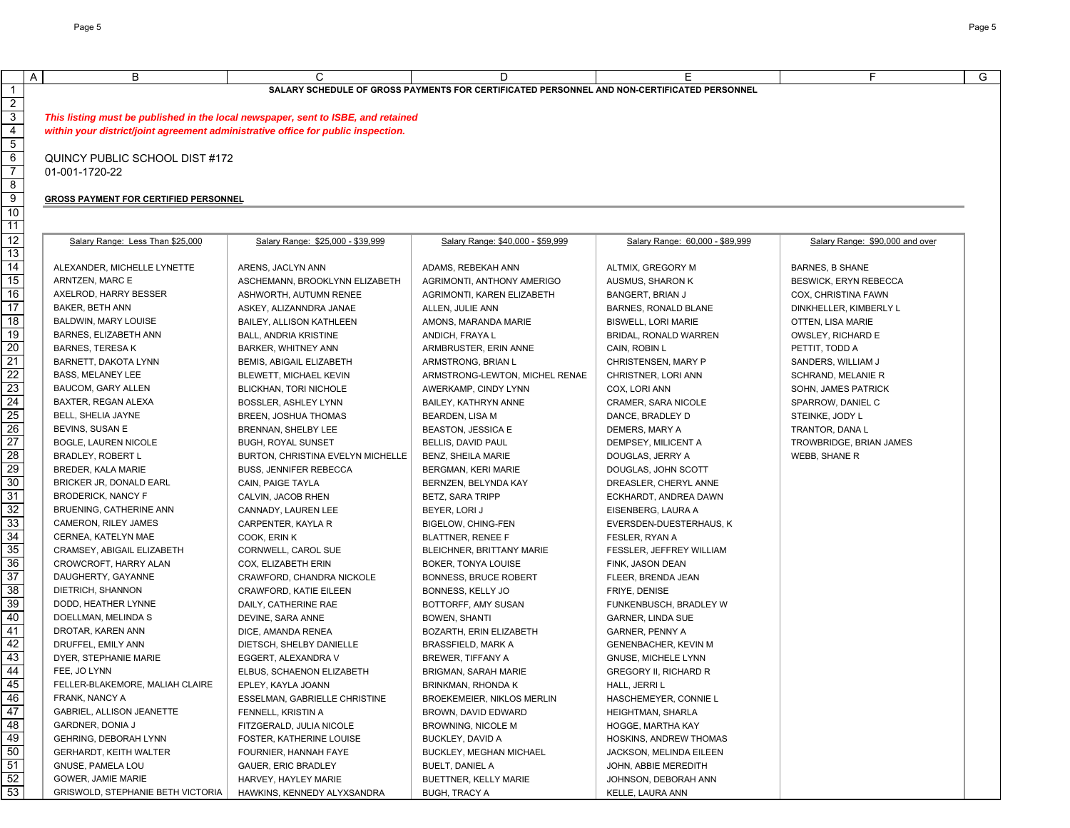SALARY SCHEDULE OF GROSS PAYMENTS FOR CERTIFICATED PERSONNEL AND NON-CERTIFICATED PERSONNEL

***This listing must be published in the local newspaper, sent to ISBE, and retained within your district/joint agreement administrative office for public inspection.***

QUINCY PUBLIC SCHOOL DIST #172
01-001-1720-22

**GROSS PAYMENT FOR CERTIFIED PERSONNEL**

| Salary Range: Less Than $25,000 | Salary Range: $25,000 - $39,999 | Salary Range: $40,000 - $59,999 | Salary Range: 60,000 - $89,999 | Salary Range: $90,000 and over |
|---|---|---|---|---|
| ALEXANDER, MICHELLE LYNETTE | ARENS, JACLYN ANN | ADAMS, REBEKAH ANN | ALTMIX, GREGORY M | BARNES, B SHANE |
| ARNTZEN, MARC E | ASCHEMANN, BROOKLYNN ELIZABETH | AGRIMONTI, ANTHONY AMERIGO | AUSMUS, SHARON K | BESWICK, ERYN REBECCA |
| AXELROD, HARRY BESSER | ASHWORTH, AUTUMN RENEE | AGRIMONTI, KAREN ELIZABETH | BANGERT, BRIAN J | COX, CHRISTINA FAWN |
| BAKER, BETH ANN | ASKEY, ALIZANNDRA JANAE | ALLEN, JULIE ANN | BARNES, RONALD BLANE | DINKHELLER, KIMBERLY L |
| BALDWIN, MARY LOUISE | BAILEY, ALLISON KATHLEEN | AMONS, MARANDA MARIE | BISWELL, LORI MARIE | OTTEN, LISA MARIE |
| BARNES, ELIZABETH ANN | BALL, ANDRIA KRISTINE | ANDICH, FRAYA L | BRIDAL, RONALD WARREN | OWSLEY, RICHARD E |
| BARNES, TERESA K | BARKER, WHITNEY ANN | ARMBRUSTER, ERIN ANNE | CAIN, ROBIN L | PETTIT, TODD A |
| BARNETT, DAKOTA LYNN | BEMIS, ABIGAIL ELIZABETH | ARMSTRONG, BRIAN L | CHRISTENSEN, MARY P | SANDERS, WILLIAM J |
| BASS, MELANEY LEE | BLEWETT, MICHAEL KEVIN | ARMSTRONG-LEWTON, MICHEL RENAE | CHRISTNER, LORI ANN | SCHRAND, MELANIE R |
| BAUCOM, GARY ALLEN | BLICKHAN, TORI NICHOLE | AWERKAMP, CINDY LYNN | COX, LORI ANN | SOHN, JAMES PATRICK |
| BAXTER, REGAN ALEXA | BOSSLER, ASHLEY LYNN | BAILEY, KATHRYN ANNE | CRAMER, SARA NICOLE | SPARROW, DANIEL C |
| BELL, SHELIA JAYNE | BREEN, JOSHUA THOMAS | BEARDEN, LISA M | DANCE, BRADLEY D | STEINKE, JODY L |
| BEVINS, SUSAN E | BRENNAN, SHELBY LEE | BEASTON, JESSICA E | DEMERS, MARY A | TRANTOR, DANA L |
| BOGLE, LAUREN NICOLE | BUGH, ROYAL SUNSET | BELLIS, DAVID PAUL | DEMPSEY, MILICENT A | TROWBRIDGE, BRIAN JAMES |
| BRADLEY, ROBERT L | BURTON, CHRISTINA EVELYN MICHELLE | BENZ, SHEILA MARIE | DOUGLAS, JERRY A | WEBB, SHANE R |
| BREDER, KALA MARIE | BUSS, JENNIFER REBECCA | BERGMAN, KERI MARIE | DOUGLAS, JOHN SCOTT | |
| BRICKER JR, DONALD EARL | CAIN, PAIGE TAYLA | BERNZEN, BELYNDA KAY | DREASLER, CHERYL ANNE | |
| BRODERICK, NANCY F | CALVIN, JACOB RHEN | BETZ, SARA TRIPP | ECKHARDT, ANDREA DAWN | |
| BRUENING, CATHERINE ANN | CANNADY, LAUREN LEE | BEYER, LORI J | EISENBERG, LAURA A | |
| CAMERON, RILEY JAMES | CARPENTER, KAYLA R | BIGELOW, CHING-FEN | EVERSDEN-DUESTERHAUS, K | |
| CERNEA, KATELYN MAE | COOK, ERIN K | BLATTNER, RENEE F | FESLER, RYAN A | |
| CRAMSEY, ABIGAIL ELIZABETH | CORNWELL, CAROL SUE | BLEICHNER, BRITTANY MARIE | FESSLER, JEFFREY WILLIAM | |
| CROWCROFT, HARRY ALAN | COX, ELIZABETH ERIN | BOKER, TONYA LOUISE | FINK, JASON DEAN | |
| DAUGHERTY, GAYANNE | CRAWFORD, CHANDRA NICKOLE | BONNESS, BRUCE ROBERT | FLEER, BRENDA JEAN | |
| DIETRICH, SHANNON | CRAWFORD, KATIE EILEEN | BONNESS, KELLY JO | FRIYE, DENISE | |
| DODD, HEATHER LYNNE | DAILY, CATHERINE RAE | BOTTORFF, AMY SUSAN | FUNKENBUSCH, BRADLEY W | |
| DOELLMAN, MELINDA S | DEVINE, SARA ANNE | BOWEN, SHANTI | GARNER, LINDA SUE | |
| DROTAR, KAREN ANN | DICE, AMANDA RENEA | BOZARTH, ERIN ELIZABETH | GARNER, PENNY A | |
| DRUFFEL, EMILY ANN | DIETSCH, SHELBY DANIELLE | BRASSFIELD, MARK A | GENENBACHER, KEVIN M | |
| DYER, STEPHANIE MARIE | EGGERT, ALEXANDRA V | BREWER, TIFFANY A | GNUSE, MICHELE LYNN | |
| FEE, JO LYNN | ELBUS, SCHAENON ELIZABETH | BRIGMAN, SARAH MARIE | GREGORY II, RICHARD R | |
| FELLER-BLAKEMORE, MALIAH CLAIRE | EPLEY, KAYLA JOANN | BRINKMAN, RHONDA K | HALL, JERRI L | |
| FRANK, NANCY A | ESSELMAN, GABRIELLE CHRISTINE | BROEKEMEIER, NIKLOS MERLIN | HASCHEMEYER, CONNIE L | |
| GABRIEL, ALLISON JEANETTE | FENNELL, KRISTIN A | BROWN, DAVID EDWARD | HEIGHTMAN, SHARLA | |
| GARDNER, DONIA J | FITZGERALD, JULIA NICOLE | BROWNING, NICOLE M | HOGGE, MARTHA KAY | |
| GEHRING, DEBORAH LYNN | FOSTER, KATHERINE LOUISE | BUCKLEY, DAVID A | HOSKINS, ANDREW THOMAS | |
| GERHARDT, KEITH WALTER | FOURNIER, HANNAH FAYE | BUCKLEY, MEGHAN MICHAEL | JACKSON, MELINDA EILEEN | |
| GNUSE, PAMELA LOU | GAUER, ERIC BRADLEY | BUELT, DANIEL A | JOHN, ABBIE MEREDITH | |
| GOWER, JAMIE MARIE | HARVEY, HAYLEY MARIE | BUETTNER, KELLY MARIE | JOHNSON, DEBORAH ANN | |
| GRISWOLD, STEPHANIE BETH VICTORIA | HAWKINS, KENNEDY ALYXSANDRA | BUGH, TRACY A | KELLE, LAURA ANN | |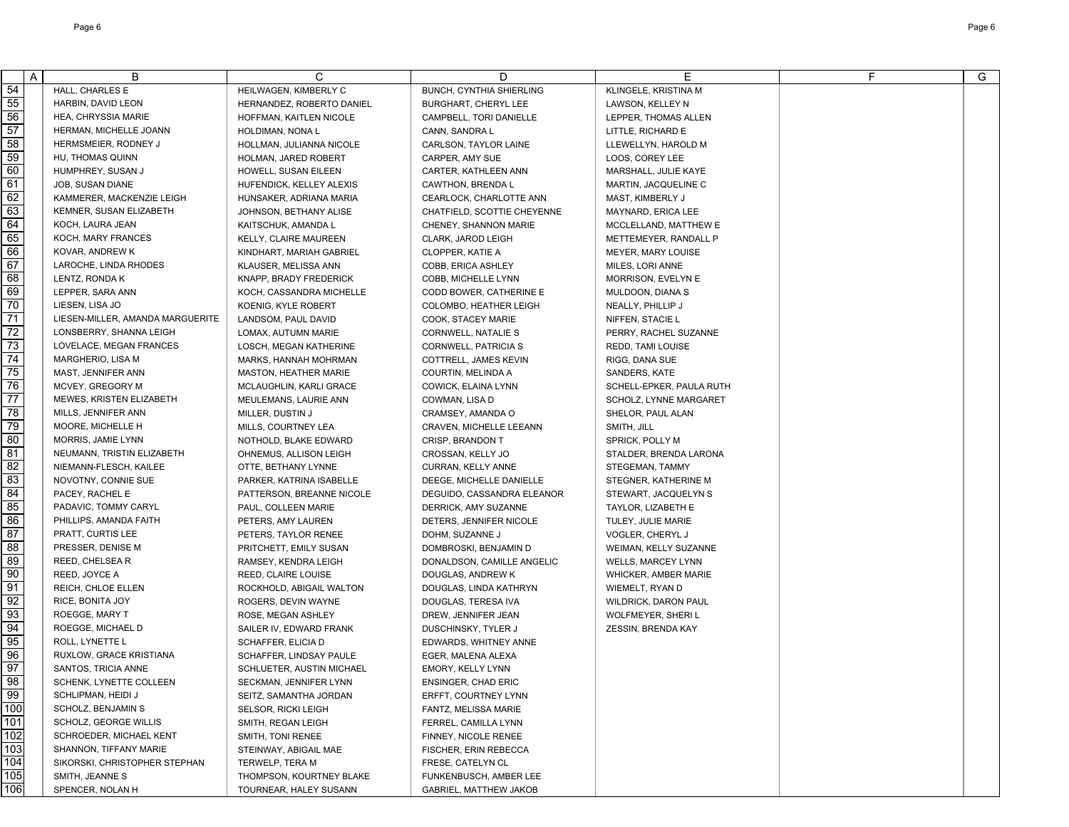| | A | B | C | D | E | F | G |
|---|---|---|---|---|---|---|---|
| 54 | | HALL, CHARLES E | HEILWAGEN, KIMBERLY C | BUNCH, CYNTHIA SHIERLING | KLINGELE, KRISTINA M | | |
| 55 | | HARBIN, DAVID LEON | HERNANDEZ, ROBERTO DANIEL | BURGHART, CHERYL LEE | LAWSON, KELLEY N | | |
| 56 | | HEA, CHRYSSIA MARIE | HOFFMAN, KAITLEN NICOLE | CAMPBELL, TORI DANIELLE | LEPPER, THOMAS ALLEN | | |
| 57 | | HERMAN, MICHELLE JOANN | HOLDIMAN, NONA L | CANN, SANDRA L | LITTLE, RICHARD E | | |
| 58 | | HERMSMEIER, RODNEY J | HOLLMAN, JULIANNA NICOLE | CARLSON, TAYLOR LAINE | LLEWELLYN, HAROLD M | | |
| 59 | | HU, THOMAS QUINN | HOLMAN, JARED ROBERT | CARPER, AMY SUE | LOOS, COREY LEE | | |
| 60 | | HUMPHREY, SUSAN J | HOWELL, SUSAN EILEEN | CARTER, KATHLEEN ANN | MARSHALL, JULIE KAYE | | |
| 61 | | JOB, SUSAN DIANE | HUFENDICK, KELLEY ALEXIS | CAWTHON, BRENDA L | MARTIN, JACQUELINE C | | |
| 62 | | KAMMERER, MACKENZIE LEIGH | HUNSAKER, ADRIANA MARIA | CEARLOCK, CHARLOTTE ANN | MAST, KIMBERLY J | | |
| 63 | | KEMNER, SUSAN ELIZABETH | JOHNSON, BETHANY ALISE | CHATFIELD, SCOTTIE CHEYENNE | MAYNARD, ERICA LEE | | |
| 64 | | KOCH, LAURA JEAN | KAITSCHUK, AMANDA L | CHENEY, SHANNON MARIE | MCCLELLAND, MATTHEW E | | |
| 65 | | KOCH, MARY FRANCES | KELLY, CLAIRE MAUREEN | CLARK, JAROD LEIGH | METTEMEYER, RANDALL P | | |
| 66 | | KOVAR, ANDREW K | KINDHART, MARIAH GABRIEL | CLOPPER, KATIE A | MEYER, MARY LOUISE | | |
| 67 | | LAROCHE, LINDA RHODES | KLAUSER, MELISSA ANN | COBB, ERICA ASHLEY | MILES, LORI ANNE | | |
| 68 | | LENTZ, RONDA K | KNAPP, BRADY FREDERICK | COBB, MICHELLE LYNN | MORRISON, EVELYN E | | |
| 69 | | LEPPER, SARA ANN | KOCH, CASSANDRA MICHELLE | CODD BOWER, CATHERINE E | MULDOON, DIANA S | | |
| 70 | | LIESEN, LISA JO | KOENIG, KYLE ROBERT | COLOMBO, HEATHER LEIGH | NEALLY, PHILLIP J | | |
| 71 | | LIESEN-MILLER, AMANDA MARGUERITE | LANDSOM, PAUL DAVID | COOK, STACEY MARIE | NIFFEN, STACIE L | | |
| 72 | | LONSBERRY, SHANNA LEIGH | LOMAX, AUTUMN MARIE | CORNWELL, NATALIE S | PERRY, RACHEL SUZANNE | | |
| 73 | | LOVELACE, MEGAN FRANCES | LOSCH, MEGAN KATHERINE | CORNWELL, PATRICIA S | REDD, TAMI LOUISE | | |
| 74 | | MARGHERIO, LISA M | MARKS, HANNAH MOHRMAN | COTTRELL, JAMES KEVIN | RIGG, DANA SUE | | |
| 75 | | MAST, JENNIFER ANN | MASTON, HEATHER MARIE | COURTIN, MELINDA A | SANDERS, KATE | | |
| 76 | | MCVEY, GREGORY M | MCLAUGHLIN, KARLI GRACE | COWICK, ELAINA LYNN | SCHELL-EPKER, PAULA RUTH | | |
| 77 | | MEWES, KRISTEN ELIZABETH | MEULEMANS, LAURIE ANN | COWMAN, LISA D | SCHOLZ, LYNNE MARGARET | | |
| 78 | | MILLS, JENNIFER ANN | MILLER, DUSTIN J | CRAMSEY, AMANDA O | SHELOR, PAUL ALAN | | |
| 79 | | MOORE, MICHELLE H | MILLS, COURTNEY LEA | CRAVEN, MICHELLE LEEANN | SMITH, JILL | | |
| 80 | | MORRIS, JAMIE LYNN | NOTHOLD, BLAKE EDWARD | CRISP, BRANDON T | SPRICK, POLLY M | | |
| 81 | | NEUMANN, TRISTIN ELIZABETH | OHNEMUS, ALLISON LEIGH | CROSSAN, KELLY JO | STALDER, BRENDA LARONA | | |
| 82 | | NIEMANN-FLESCH, KAILEE | OTTE, BETHANY LYNNE | CURRAN, KELLY ANNE | STEGEMAN, TAMMY | | |
| 83 | | NOVOTNY, CONNIE SUE | PARKER, KATRINA ISABELLE | DEEGE, MICHELLE DANIELLE | STEGNER, KATHERINE M | | |
| 84 | | PACEY, RACHEL E | PATTERSON, BREANNE NICOLE | DEGUIDO, CASSANDRA ELEANOR | STEWART, JACQUELYN S | | |
| 85 | | PADAVIC, TOMMY CARYL | PAUL, COLLEEN MARIE | DERRICK, AMY SUZANNE | TAYLOR, LIZABETH E | | |
| 86 | | PHILLIPS, AMANDA FAITH | PETERS, AMY LAUREN | DETERS, JENNIFER NICOLE | TULEY, JULIE MARIE | | |
| 87 | | PRATT, CURTIS LEE | PETERS, TAYLOR RENEE | DOHM, SUZANNE J | VOGLER, CHERYL J | | |
| 88 | | PRESSER, DENISE M | PRITCHETT, EMILY SUSAN | DOMBROSKI, BENJAMIN D | WEIMAN, KELLY SUZANNE | | |
| 89 | | REED, CHELSEA R | RAMSEY, KENDRA LEIGH | DONALDSON, CAMILLE ANGELIC | WELLS, MARCEY LYNN | | |
| 90 | | REED, JOYCE A | REED, CLAIRE LOUISE | DOUGLAS, ANDREW K | WHICKER, AMBER MARIE | | |
| 91 | | REICH, CHLOE ELLEN | ROCKHOLD, ABIGAIL WALTON | DOUGLAS, LINDA KATHRYN | WIEMELT, RYAN D | | |
| 92 | | RICE, BONITA JOY | ROGERS, DEVIN WAYNE | DOUGLAS, TERESA IVA | WILDRICK, DARON PAUL | | |
| 93 | | ROEGGE, MARY T | ROSE, MEGAN ASHLEY | DREW, JENNIFER JEAN | WOLFMEYER, SHERI L | | |
| 94 | | ROEGGE, MICHAEL D | SAILER IV, EDWARD FRANK | DUSCHINSKY, TYLER J | ZESSIN, BRENDA KAY | | |
| 95 | | ROLL, LYNETTE L | SCHAFFER, ELICIA D | EDWARDS, WHITNEY ANNE | | | |
| 96 | | RUXLOW, GRACE KRISTIANA | SCHAFFER, LINDSAY PAULE | EGER, MALENA ALEXA | | | |
| 97 | | SANTOS, TRICIA ANNE | SCHLUETER, AUSTIN MICHAEL | EMORY, KELLY LYNN | | | |
| 98 | | SCHENK, LYNETTE COLLEEN | SECKMAN, JENNIFER LYNN | ENSINGER, CHAD ERIC | | | |
| 99 | | SCHLIPMAN, HEIDI J | SEITZ, SAMANTHA JORDAN | ERFFT, COURTNEY LYNN | | | |
| 100 | | SCHOLZ, BENJAMIN S | SELSOR, RICKI LEIGH | FANTZ, MELISSA MARIE | | | |
| 101 | | SCHOLZ, GEORGE WILLIS | SMITH, REGAN LEIGH | FERREL, CAMILLA LYNN | | | |
| 102 | | SCHROEDER, MICHAEL KENT | SMITH, TONI RENEE | FINNEY, NICOLE RENEE | | | |
| 103 | | SHANNON, TIFFANY MARIE | STEINWAY, ABIGAIL MAE | FISCHER, ERIN REBECCA | | | |
| 104 | | SIKORSKI, CHRISTOPHER STEPHAN | TERWELP, TERA M | FRESE, CATELYN CL | | | |
| 105 | | SMITH, JEANNE S | THOMPSON, KOURTNEY BLAKE | FUNKENBUSCH, AMBER LEE | | | |
| 106 | | SPENCER, NOLAN H | TOURNEAR, HALEY SUSANN | GABRIEL, MATTHEW JAKOB | | | |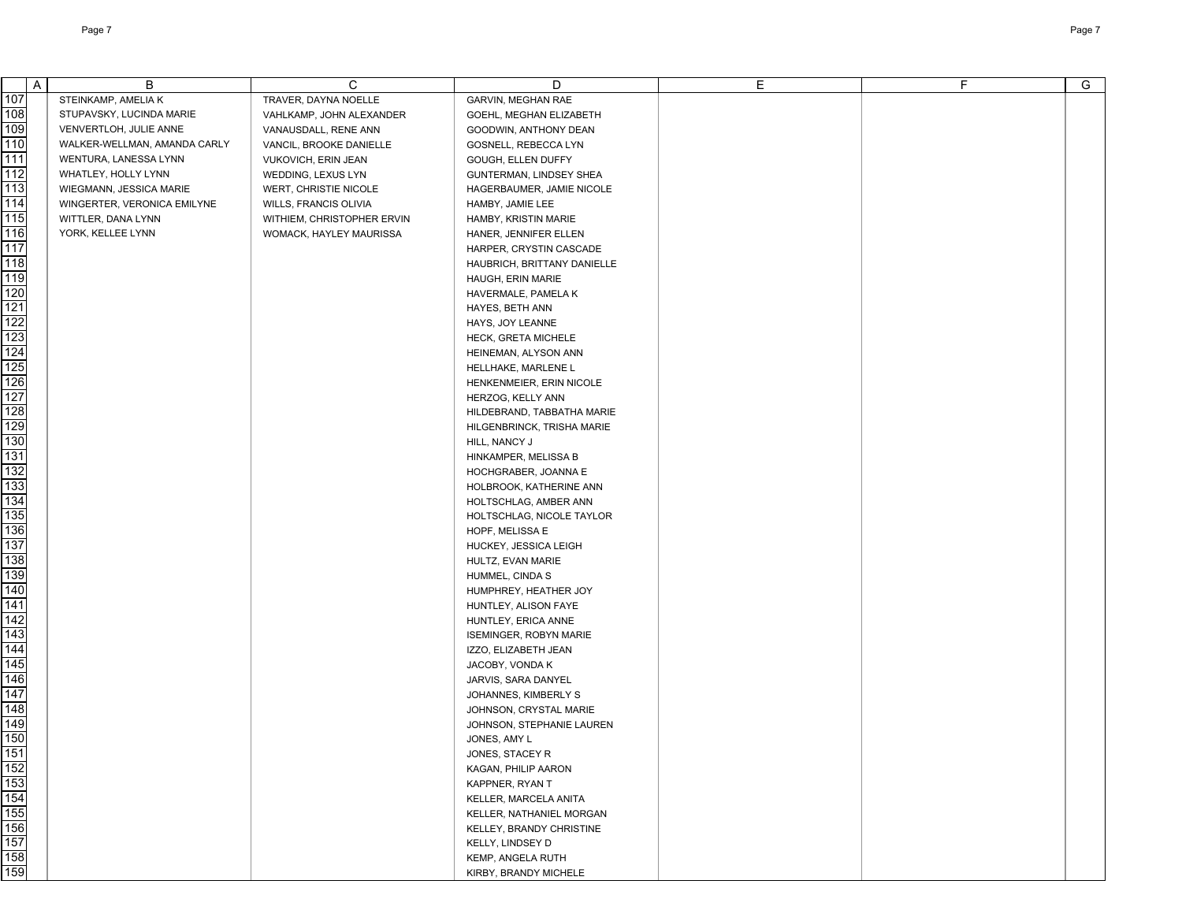| | A | B | C | D | E | F | G |
|---|---|---|---|---|---|---|---|
| 107 | | STEINKAMP, AMELIA K | TRAVER, DAYNA NOELLE | GARVIN, MEGHAN RAE | | | |
| 108 | | STUPAVSKY, LUCINDA MARIE | VAHLKAMP, JOHN ALEXANDER | GOEHL, MEGHAN ELIZABETH | | | |
| 109 | | VENVERTLOH, JULIE ANNE | VANAUSDALL, RENE ANN | GOODWIN, ANTHONY DEAN | | | |
| 110 | | WALKER-WELLMAN, AMANDA CARLY | VANCIL, BROOKE DANIELLE | GOSNELL, REBECCA LYN | | | |
| 111 | | WENTURA, LANESSA LYNN | VUKOVICH, ERIN JEAN | GOUGH, ELLEN DUFFY | | | |
| 112 | | WHATLEY, HOLLY LYNN | WEDDING, LEXUS LYN | GUNTERMAN, LINDSEY SHEA | | | |
| 113 | | WIEGMANN, JESSICA MARIE | WERT, CHRISTIE NICOLE | HAGERBAUMER, JAMIE NICOLE | | | |
| 114 | | WINGERTER, VERONICA EMILYNE | WILLS, FRANCIS OLIVIA | HAMBY, JAMIE LEE | | | |
| 115 | | WITTLER, DANA LYNN | WITHIEM, CHRISTOPHER ERVIN | HAMBY, KRISTIN MARIE | | | |
| 116 | | YORK, KELLEE LYNN | WOMACK, HAYLEY MAURISSA | HANER, JENNIFER ELLEN | | | |
| 117 | | | | HARPER, CRYSTIN CASCADE | | | |
| 118 | | | | HAUBRICH, BRITTANY DANIELLE | | | |
| 119 | | | | HAUGH, ERIN MARIE | | | |
| 120 | | | | HAVERMALE, PAMELA K | | | |
| 121 | | | | HAYES, BETH ANN | | | |
| 122 | | | | HAYS, JOY LEANNE | | | |
| 123 | | | | HECK, GRETA MICHELE | | | |
| 124 | | | | HEINEMAN, ALYSON ANN | | | |
| 125 | | | | HELLHAKE, MARLENE L | | | |
| 126 | | | | HENKENMEIER, ERIN NICOLE | | | |
| 127 | | | | HERZOG, KELLY ANN | | | |
| 128 | | | | HILDEBRAND, TABBATHA MARIE | | | |
| 129 | | | | HILGENBRINCK, TRISHA MARIE | | | |
| 130 | | | | HILL, NANCY J | | | |
| 131 | | | | HINKAMPER, MELISSA B | | | |
| 132 | | | | HOCHGRABER, JOANNA E | | | |
| 133 | | | | HOLBROOK, KATHERINE ANN | | | |
| 134 | | | | HOLTSCHLAG, AMBER ANN | | | |
| 135 | | | | HOLTSCHLAG, NICOLE TAYLOR | | | |
| 136 | | | | HOPF, MELISSA E | | | |
| 137 | | | | HUCKEY, JESSICA LEIGH | | | |
| 138 | | | | HULTZ, EVAN MARIE | | | |
| 139 | | | | HUMMEL, CINDA S | | | |
| 140 | | | | HUMPHREY, HEATHER JOY | | | |
| 141 | | | | HUNTLEY, ALISON FAYE | | | |
| 142 | | | | HUNTLEY, ERICA ANNE | | | |
| 143 | | | | ISEMINGER, ROBYN MARIE | | | |
| 144 | | | | IZZO, ELIZABETH JEAN | | | |
| 145 | | | | JACOBY, VONDA K | | | |
| 146 | | | | JARVIS, SARA DANYEL | | | |
| 147 | | | | JOHANNES, KIMBERLY S | | | |
| 148 | | | | JOHNSON, CRYSTAL MARIE | | | |
| 149 | | | | JOHNSON, STEPHANIE LAUREN | | | |
| 150 | | | | JONES, AMY L | | | |
| 151 | | | | JONES, STACEY R | | | |
| 152 | | | | KAGAN, PHILIP AARON | | | |
| 153 | | | | KAPPNER, RYAN T | | | |
| 154 | | | | KELLER, MARCELA ANITA | | | |
| 155 | | | | KELLER, NATHANIEL MORGAN | | | |
| 156 | | | | KELLEY, BRANDY CHRISTINE | | | |
| 157 | | | | KELLY, LINDSEY D | | | |
| 158 | | | | KEMP, ANGELA RUTH | | | |
| 159 | | | | KIRBY, BRANDY MICHELE | | | |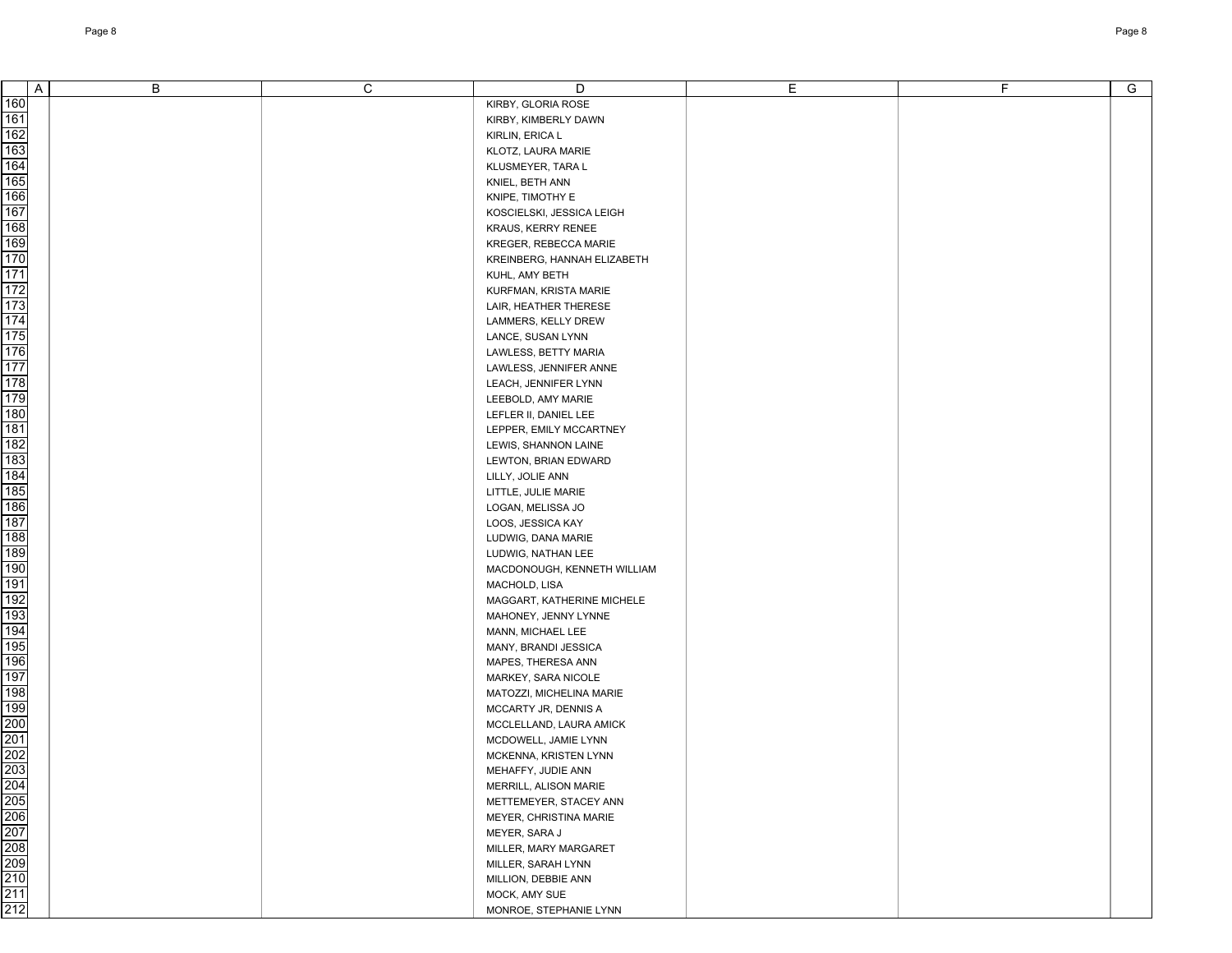| | A | B | C | D | E | F | G |
|---|---|---|---|---|---|---|---|
| 160 | | | | KIRBY, GLORIA ROSE | | | |
| 161 | | | | KIRBY, KIMBERLY DAWN | | | |
| 162 | | | | KIRLIN, ERICA L | | | |
| 163 | | | | KLOTZ, LAURA MARIE | | | |
| 164 | | | | KLUSMEYER, TARA L | | | |
| 165 | | | | KNIEL, BETH ANN | | | |
| 166 | | | | KNIPE, TIMOTHY E | | | |
| 167 | | | | KOSCIELSKI, JESSICA LEIGH | | | |
| 168 | | | | KRAUS, KERRY RENEE | | | |
| 169 | | | | KREGER, REBECCA MARIE | | | |
| 170 | | | | KREINBERG, HANNAH ELIZABETH | | | |
| 171 | | | | KUHL, AMY BETH | | | |
| 172 | | | | KURFMAN, KRISTA MARIE | | | |
| 173 | | | | LAIR, HEATHER THERESE | | | |
| 174 | | | | LAMMERS, KELLY DREW | | | |
| 175 | | | | LANCE, SUSAN LYNN | | | |
| 176 | | | | LAWLESS, BETTY MARIA | | | |
| 177 | | | | LAWLESS, JENNIFER ANNE | | | |
| 178 | | | | LEACH, JENNIFER LYNN | | | |
| 179 | | | | LEEBOLD, AMY MARIE | | | |
| 180 | | | | LEFLER II, DANIEL LEE | | | |
| 181 | | | | LEPPER, EMILY MCCARTNEY | | | |
| 182 | | | | LEWIS, SHANNON LAINE | | | |
| 183 | | | | LEWTON, BRIAN EDWARD | | | |
| 184 | | | | LILLY, JOLIE ANN | | | |
| 185 | | | | LITTLE, JULIE MARIE | | | |
| 186 | | | | LOGAN, MELISSA JO | | | |
| 187 | | | | LOOS, JESSICA KAY | | | |
| 188 | | | | LUDWIG, DANA MARIE | | | |
| 189 | | | | LUDWIG, NATHAN LEE | | | |
| 190 | | | | MACDONOUGH, KENNETH WILLIAM | | | |
| 191 | | | | MACHOLD, LISA | | | |
| 192 | | | | MAGGART, KATHERINE MICHELE | | | |
| 193 | | | | MAHONEY, JENNY LYNNE | | | |
| 194 | | | | MANN, MICHAEL LEE | | | |
| 195 | | | | MANY, BRANDI JESSICA | | | |
| 196 | | | | MAPES, THERESA ANN | | | |
| 197 | | | | MARKEY, SARA NICOLE | | | |
| 198 | | | | MATOZZI, MICHELINA MARIE | | | |
| 199 | | | | MCCARTY JR, DENNIS A | | | |
| 200 | | | | MCCLELLAND, LAURA AMICK | | | |
| 201 | | | | MCDOWELL, JAMIE LYNN | | | |
| 202 | | | | MCKENNA, KRISTEN LYNN | | | |
| 203 | | | | MEHAFFY, JUDIE ANN | | | |
| 204 | | | | MERRILL, ALISON MARIE | | | |
| 205 | | | | METTEMEYER, STACEY ANN | | | |
| 206 | | | | MEYER, CHRISTINA MARIE | | | |
| 207 | | | | MEYER, SARA J | | | |
| 208 | | | | MILLER, MARY MARGARET | | | |
| 209 | | | | MILLER, SARAH LYNN | | | |
| 210 | | | | MILLION, DEBBIE ANN | | | |
| 211 | | | | MOCK, AMY SUE | | | |
| 212 | | | | MONROE, STEPHANIE LYNN | | | |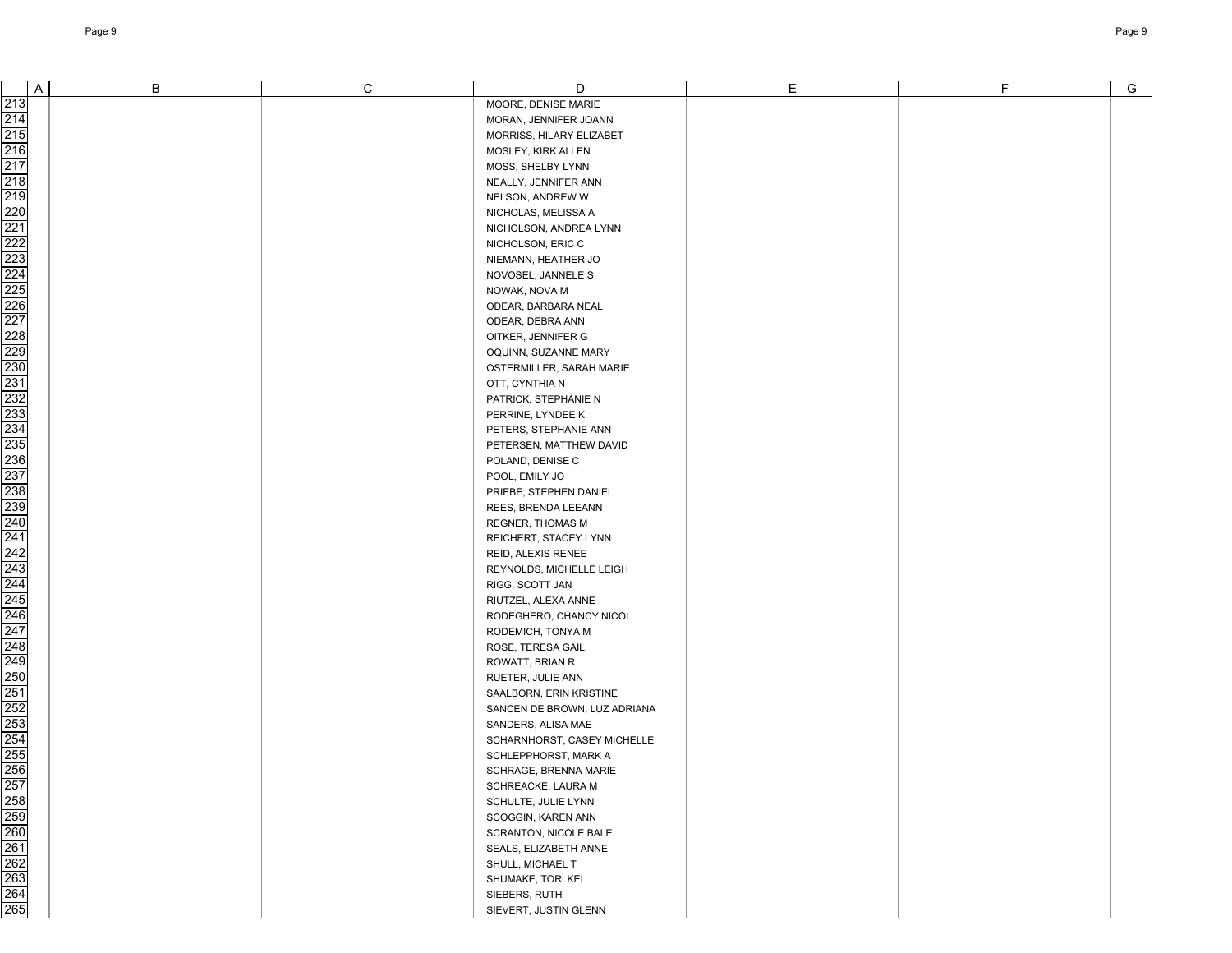| | A | B | C | D | E | F | G |
|---|---|---|---|---|---|---|---|
| 213 | | | | MOORE, DENISE MARIE | | | |
| 214 | | | | MORAN, JENNIFER JOANN | | | |
| 215 | | | | MORRISS, HILARY ELIZABET | | | |
| 216 | | | | MOSLEY, KIRK ALLEN | | | |
| 217 | | | | MOSS, SHELBY LYNN | | | |
| 218 | | | | NEALLY, JENNIFER ANN | | | |
| 219 | | | | NELSON, ANDREW W | | | |
| 220 | | | | NICHOLAS, MELISSA A | | | |
| 221 | | | | NICHOLSON, ANDREA LYNN | | | |
| 222 | | | | NICHOLSON, ERIC C | | | |
| 223 | | | | NIEMANN, HEATHER JO | | | |
| 224 | | | | NOVOSEL, JANNELE S | | | |
| 225 | | | | NOWAK, NOVA M | | | |
| 226 | | | | ODEAR, BARBARA NEAL | | | |
| 227 | | | | ODEAR, DEBRA ANN | | | |
| 228 | | | | OITKER, JENNIFER G | | | |
| 229 | | | | OQUINN, SUZANNE MARY | | | |
| 230 | | | | OSTERMILLER, SARAH MARIE | | | |
| 231 | | | | OTT, CYNTHIA N | | | |
| 232 | | | | PATRICK, STEPHANIE N | | | |
| 233 | | | | PERRINE, LYNDEE K | | | |
| 234 | | | | PETERS, STEPHANIE ANN | | | |
| 235 | | | | PETERSEN, MATTHEW DAVID | | | |
| 236 | | | | POLAND, DENISE C | | | |
| 237 | | | | POOL, EMILY JO | | | |
| 238 | | | | PRIEBE, STEPHEN DANIEL | | | |
| 239 | | | | REES, BRENDA LEEANN | | | |
| 240 | | | | REGNER, THOMAS M | | | |
| 241 | | | | REICHERT, STACEY LYNN | | | |
| 242 | | | | REID, ALEXIS RENEE | | | |
| 243 | | | | REYNOLDS, MICHELLE LEIGH | | | |
| 244 | | | | RIGG, SCOTT JAN | | | |
| 245 | | | | RIUTZEL, ALEXA ANNE | | | |
| 246 | | | | RODEGHERO, CHANCY NICOL | | | |
| 247 | | | | RODEMICH, TONYA M | | | |
| 248 | | | | ROSE, TERESA GAIL | | | |
| 249 | | | | ROWATT, BRIAN R | | | |
| 250 | | | | RUETER, JULIE ANN | | | |
| 251 | | | | SAALBORN, ERIN KRISTINE | | | |
| 252 | | | | SANCEN DE BROWN, LUZ ADRIANA | | | |
| 253 | | | | SANDERS, ALISA MAE | | | |
| 254 | | | | SCHARNHORST, CASEY MICHELLE | | | |
| 255 | | | | SCHLEPPHORST, MARK A | | | |
| 256 | | | | SCHRAGE, BRENNA MARIE | | | |
| 257 | | | | SCHREACKE, LAURA M | | | |
| 258 | | | | SCHULTE, JULIE LYNN | | | |
| 259 | | | | SCOGGIN, KAREN ANN | | | |
| 260 | | | | SCRANTON, NICOLE BALE | | | |
| 261 | | | | SEALS, ELIZABETH ANNE | | | |
| 262 | | | | SHULL, MICHAEL T | | | |
| 263 | | | | SHUMAKE, TORI KEI | | | |
| 264 | | | | SIEBERS, RUTH | | | |
| 265 | | | | SIEVERT, JUSTIN GLENN | | | |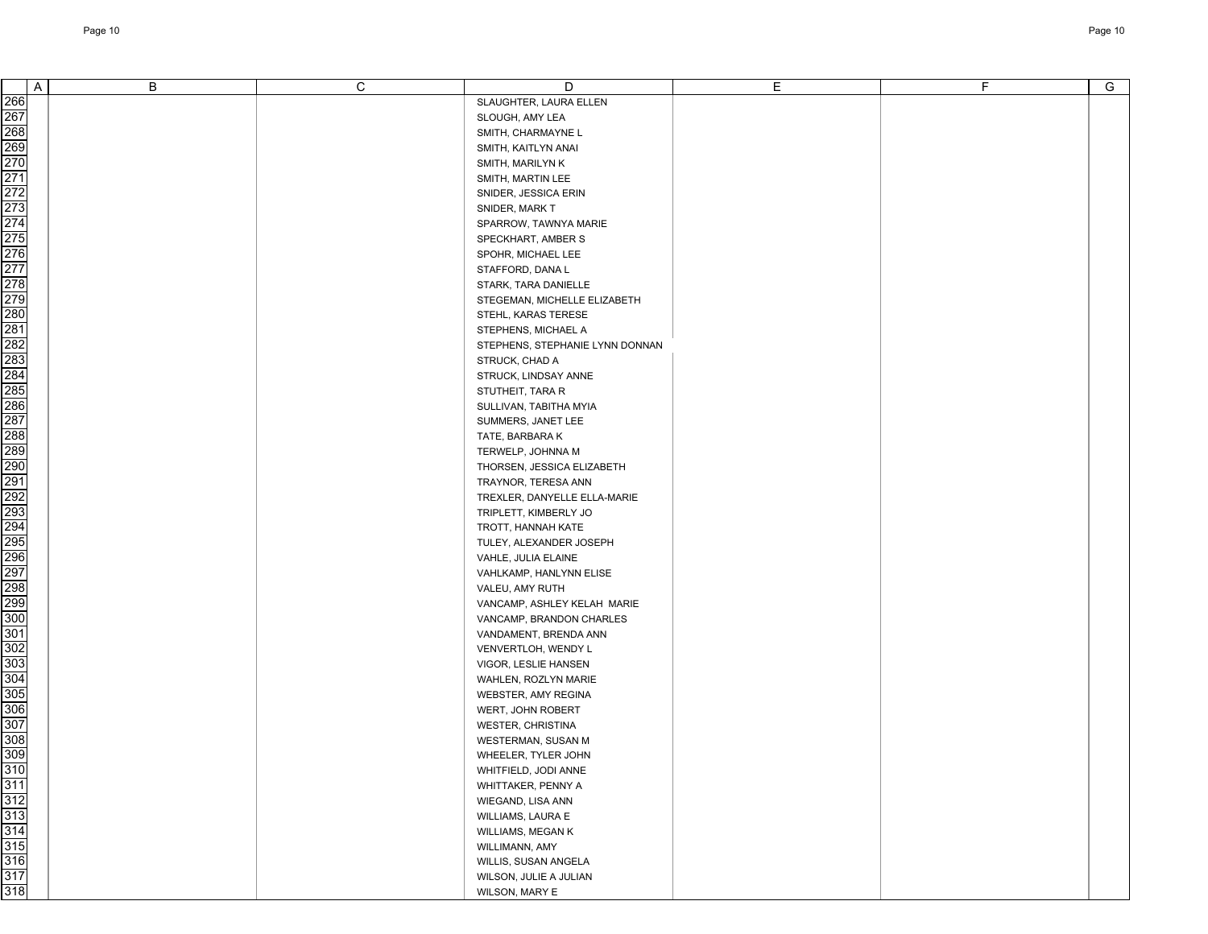| | A | B | C | D | E | F | G |
|---|---|---|---|---|---|---|---|
| 266 | | | | SLAUGHTER, LAURA ELLEN | | | |
| 267 | | | | SLOUGH, AMY LEA | | | |
| 268 | | | | SMITH, CHARMAYNE L | | | |
| 269 | | | | SMITH, KAITLYN ANAI | | | |
| 270 | | | | SMITH, MARILYN K | | | |
| 271 | | | | SMITH, MARTIN LEE | | | |
| 272 | | | | SNIDER, JESSICA ERIN | | | |
| 273 | | | | SNIDER, MARK T | | | |
| 274 | | | | SPARROW, TAWNYA MARIE | | | |
| 275 | | | | SPECKHART, AMBER S | | | |
| 276 | | | | SPOHR, MICHAEL LEE | | | |
| 277 | | | | STAFFORD, DANA L | | | |
| 278 | | | | STARK, TARA DANIELLE | | | |
| 279 | | | | STEGEMAN, MICHELLE ELIZABETH | | | |
| 280 | | | | STEHL, KARAS TERESE | | | |
| 281 | | | | STEPHENS, MICHAEL A | | | |
| 282 | | | | STEPHENS, STEPHANIE LYNN DONNAN | | | |
| 283 | | | | STRUCK, CHAD A | | | |
| 284 | | | | STRUCK, LINDSAY ANNE | | | |
| 285 | | | | STUTHEIT, TARA R | | | |
| 286 | | | | SULLIVAN, TABITHA MYIA | | | |
| 287 | | | | SUMMERS, JANET LEE | | | |
| 288 | | | | TATE, BARBARA K | | | |
| 289 | | | | TERWELP, JOHNNA M | | | |
| 290 | | | | THORSEN, JESSICA ELIZABETH | | | |
| 291 | | | | TRAYNOR, TERESA ANN | | | |
| 292 | | | | TREXLER, DANYELLE ELLA-MARIE | | | |
| 293 | | | | TRIPLETT, KIMBERLY JO | | | |
| 294 | | | | TROTT, HANNAH KATE | | | |
| 295 | | | | TULEY, ALEXANDER JOSEPH | | | |
| 296 | | | | VAHLE, JULIA ELAINE | | | |
| 297 | | | | VAHLKAMP, HANLYNN ELISE | | | |
| 298 | | | | VALEU, AMY RUTH | | | |
| 299 | | | | VANCAMP, ASHLEY KELAH MARIE | | | |
| 300 | | | | VANCAMP, BRANDON CHARLES | | | |
| 301 | | | | VANDAMENT, BRENDA ANN | | | |
| 302 | | | | VENVERTLOH, WENDY L | | | |
| 303 | | | | VIGOR, LESLIE HANSEN | | | |
| 304 | | | | WAHLEN, ROZLYN MARIE | | | |
| 305 | | | | WEBSTER, AMY REGINA | | | |
| 306 | | | | WERT, JOHN ROBERT | | | |
| 307 | | | | WESTER, CHRISTINA | | | |
| 308 | | | | WESTERMAN, SUSAN M | | | |
| 309 | | | | WHEELER, TYLER JOHN | | | |
| 310 | | | | WHITFIELD, JODI ANNE | | | |
| 311 | | | | WHITTAKER, PENNY A | | | |
| 312 | | | | WIEGAND, LISA ANN | | | |
| 313 | | | | WILLIAMS, LAURA E | | | |
| 314 | | | | WILLIAMS, MEGAN K | | | |
| 315 | | | | WILLIMANN, AMY | | | |
| 316 | | | | WILLIS, SUSAN ANGELA | | | |
| 317 | | | | WILSON, JULIE A JULIAN | | | |
| 318 | | | | WILSON, MARY E | | | |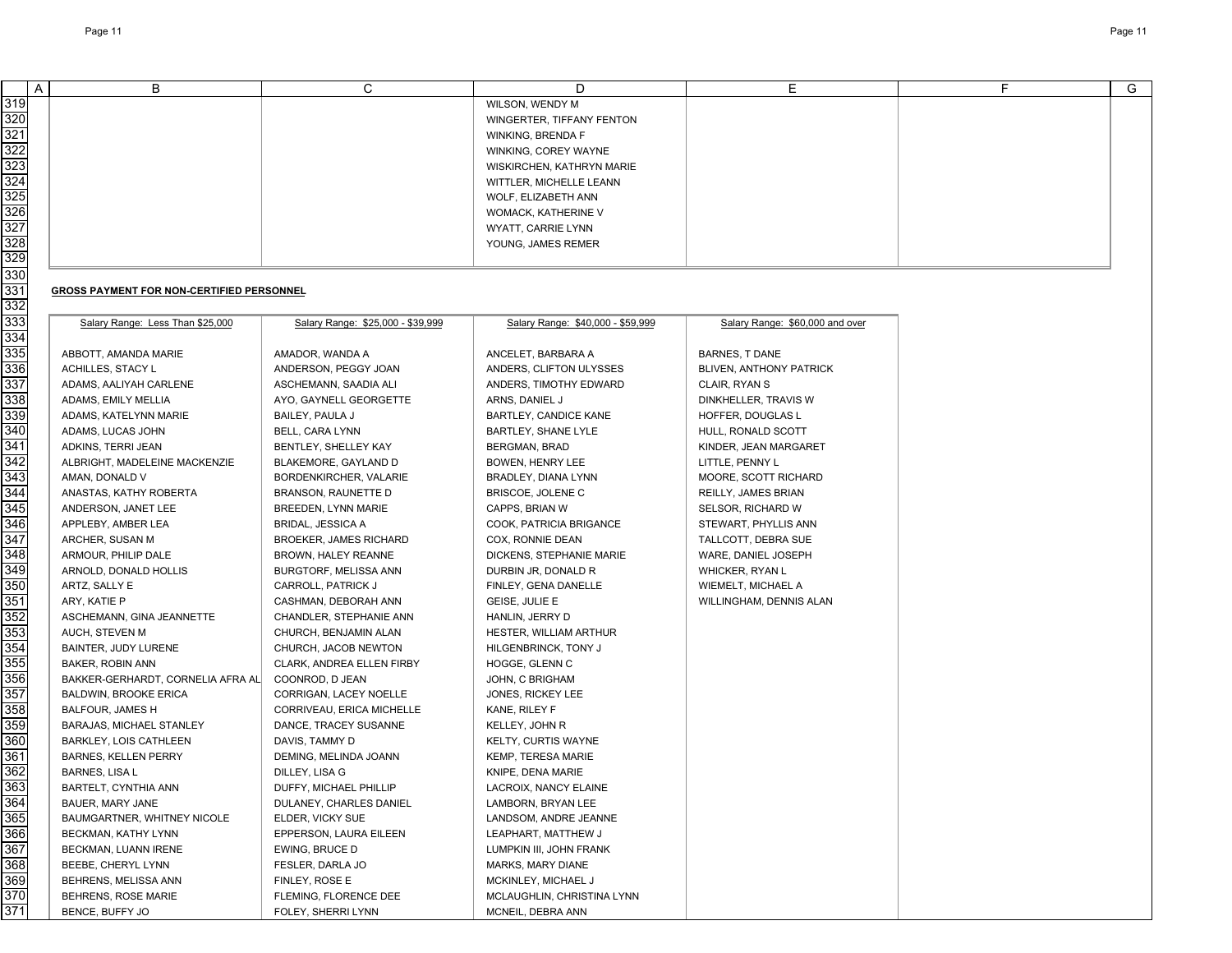| | | |
|---|---|---|
| | | WILSON, WENDY M |
| | | WINGERTER, TIFFANY FENTON |
| | | WINKING, BRENDA F |
| | | WINKING, COREY WAYNE |
| | | WISKIRCHEN, KATHRYN MARIE |
| | | WITTLER, MICHELLE LEANN |
| | | WOLF, ELIZABETH ANN |
| | | WOMACK, KATHERINE V |
| | | WYATT, CARRIE LYNN |
| | | YOUNG, JAMES REMER |

**GROSS PAYMENT FOR NON-CERTIFIED PERSONNEL**

| Salary Range: Less Than $25,000 | Salary Range: $25,000 - $39,999 | Salary Range: $40,000 - $59,999 | Salary Range: $60,000 and over |
|---|---|---|---|
| ABBOTT, AMANDA MARIE | AMADOR, WANDA A | ANCELET, BARBARA A | BARNES, T DANE |
| ACHILLES, STACY L | ANDERSON, PEGGY JOAN | ANDERS, CLIFTON ULYSSES | BLIVEN, ANTHONY PATRICK |
| ADAMS, AALIYAH CARLENE | ASCHEMANN, SAADIA ALI | ANDERS, TIMOTHY EDWARD | CLAIR, RYAN S |
| ADAMS, EMILY MELLIA | AYO, GAYNELL GEORGETTE | ARNS, DANIEL J | DINKHELLER, TRAVIS W |
| ADAMS, KATELYNN MARIE | BAILEY, PAULA J | BARTLEY, CANDICE KANE | HOFFER, DOUGLAS L |
| ADAMS, LUCAS JOHN | BELL, CARA LYNN | BARTLEY, SHANE LYLE | HULL, RONALD SCOTT |
| ADKINS, TERRI JEAN | BENTLEY, SHELLEY KAY | BERGMAN, BRAD | KINDER, JEAN MARGARET |
| ALBRIGHT, MADELEINE MACKENZIE | BLAKEMORE, GAYLAND D | BOWEN, HENRY LEE | LITTLE, PENNY L |
| AMAN, DONALD V | BORDENKIRCHER, VALARIE | BRADLEY, DIANA LYNN | MOORE, SCOTT RICHARD |
| ANASTAS, KATHY ROBERTA | BRANSON, RAUNETTE D | BRISCOE, JOLENE C | REILLY, JAMES BRIAN |
| ANDERSON, JANET LEE | BREEDEN, LYNN MARIE | CAPPS, BRIAN W | SELSOR, RICHARD W |
| APPLEBY, AMBER LEA | BRIDAL, JESSICA A | COOK, PATRICIA BRIGANCE | STEWART, PHYLLIS ANN |
| ARCHER, SUSAN M | BROEKER, JAMES RICHARD | COX, RONNIE DEAN | TALLCOTT, DEBRA SUE |
| ARMOUR, PHILIP DALE | BROWN, HALEY REANNE | DICKENS, STEPHANIE MARIE | WARE, DANIEL JOSEPH |
| ARNOLD, DONALD HOLLIS | BURGTORF, MELISSA ANN | DURBIN JR, DONALD R | WHICKER, RYAN L |
| ARTZ, SALLY E | CARROLL, PATRICK J | FINLEY, GENA DANELLE | WIEMELT, MICHAEL A |
| ARY, KATIE P | CASHMAN, DEBORAH ANN | GEISE, JULIE E | WILLINGHAM, DENNIS ALAN |
| ASCHEMANN, GINA JEANNETTE | CHANDLER, STEPHANIE ANN | HANLIN, JERRY D | |
| AUCH, STEVEN M | CHURCH, BENJAMIN ALAN | HESTER, WILLIAM ARTHUR | |
| BAINTER, JUDY LURENE | CHURCH, JACOB NEWTON | HILGENBRINCK, TONY J | |
| BAKER, ROBIN ANN | CLARK, ANDREA ELLEN FIRBY | HOGGE, GLENN C | |
| BAKKER-GERHARDT, CORNELIA AFRA AL | COONROD, D JEAN | JOHN, C BRIGHAM | |
| BALDWIN, BROOKE ERICA | CORRIGAN, LACEY NOELLE | JONES, RICKEY LEE | |
| BALFOUR, JAMES H | CORRIVEAU, ERICA MICHELLE | KANE, RILEY F | |
| BARAJAS, MICHAEL STANLEY | DANCE, TRACEY SUSANNE | KELLEY, JOHN R | |
| BARKLEY, LOIS CATHLEEN | DAVIS, TAMMY D | KELTY, CURTIS WAYNE | |
| BARNES, KELLEN PERRY | DEMING, MELINDA JOANN | KEMP, TERESA MARIE | |
| BARNES, LISA L | DILLEY, LISA G | KNIPE, DENA MARIE | |
| BARTELT, CYNTHIA ANN | DUFFY, MICHAEL PHILLIP | LACROIX, NANCY ELAINE | |
| BAUER, MARY JANE | DULANEY, CHARLES DANIEL | LAMBORN, BRYAN LEE | |
| BAUMGARTNER, WHITNEY NICOLE | ELDER, VICKY SUE | LANDSOM, ANDRE JEANNE | |
| BECKMAN, KATHY LYNN | EPPERSON, LAURA EILEEN | LEAPHART, MATTHEW J | |
| BECKMAN, LUANN IRENE | EWING, BRUCE D | LUMPKIN III, JOHN FRANK | |
| BEEBE, CHERYL LYNN | FESLER, DARLA JO | MARKS, MARY DIANE | |
| BEHRENS, MELISSA ANN | FINLEY, ROSE E | MCKINLEY, MICHAEL J | |
| BEHRENS, ROSE MARIE | FLEMING, FLORENCE DEE | MCLAUGHLIN, CHRISTINA LYNN | |
| BENCE, BUFFY JO | FOLEY, SHERRI LYNN | MCNEIL, DEBRA ANN | |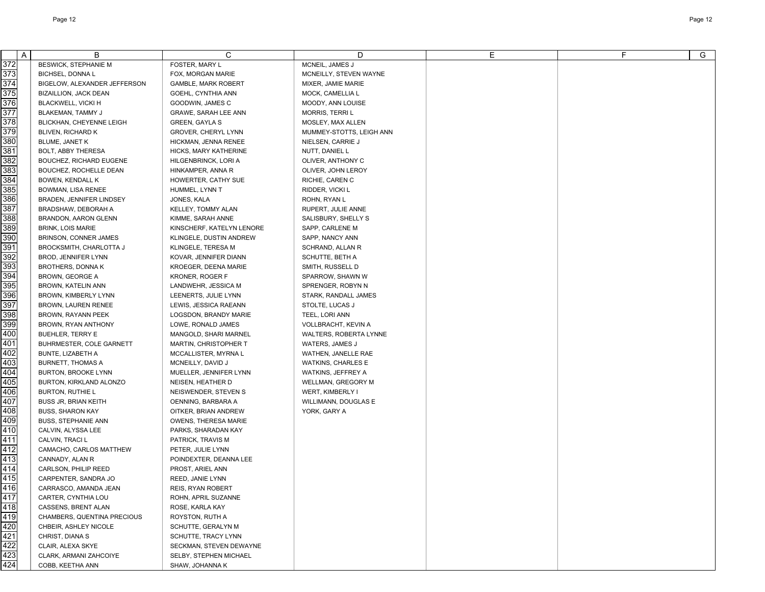| | A | B | C | D | E | F | G |
|---|---|---|---|---|---|---|---|
| 372 | | BESWICK, STEPHANIE M | FOSTER, MARY L | MCNEIL, JAMES J | | | |
| 373 | | BICHSEL, DONNA L | FOX, MORGAN MARIE | MCNEILLY, STEVEN WAYNE | | | |
| 374 | | BIGELOW, ALEXANDER JEFFERSON | GAMBLE, MARK ROBERT | MIXER, JAMIE MARIE | | | |
| 375 | | BIZAILLION, JACK DEAN | GOEHL, CYNTHIA ANN | MOCK, CAMELLIA L | | | |
| 376 | | BLACKWELL, VICKI H | GOODWIN, JAMES C | MOODY, ANN LOUISE | | | |
| 377 | | BLAKEMAN, TAMMY J | GRAWE, SARAH LEE ANN | MORRIS, TERRI L | | | |
| 378 | | BLICKHAN, CHEYENNE LEIGH | GREEN, GAYLA S | MOSLEY, MAX ALLEN | | | |
| 379 | | BLIVEN, RICHARD K | GROVER, CHERYL LYNN | MUMMEY-STOTTS, LEIGH ANN | | | |
| 380 | | BLUME, JANET K | HICKMAN, JENNA RENEE | NIELSEN, CARRIE J | | | |
| 381 | | BOLT, ABBY THERESA | HICKS, MARY KATHERINE | NUTT, DANIEL L | | | |
| 382 | | BOUCHEZ, RICHARD EUGENE | HILGENBRINCK, LORI A | OLIVER, ANTHONY C | | | |
| 383 | | BOUCHEZ, ROCHELLE DEAN | HINKAMPER, ANNA R | OLIVER, JOHN LEROY | | | |
| 384 | | BOWEN, KENDALL K | HOWERTER, CATHY SUE | RICHIE, CAREN C | | | |
| 385 | | BOWMAN, LISA RENEE | HUMMEL, LYNN T | RIDDER, VICKI L | | | |
| 386 | | BRADEN, JENNIFER LINDSEY | JONES, KALA | ROHN, RYAN L | | | |
| 387 | | BRADSHAW, DEBORAH A | KELLEY, TOMMY ALAN | RUPERT, JULIE ANNE | | | |
| 388 | | BRANDON, AARON GLENN | KIMME, SARAH ANNE | SALISBURY, SHELLY S | | | |
| 389 | | BRINK, LOIS MARIE | KINSCHERF, KATELYN LENORE | SAPP, CARLENE M | | | |
| 390 | | BRINSON, CONNER JAMES | KLINGELE, DUSTIN ANDREW | SAPP, NANCY ANN | | | |
| 391 | | BROCKSMITH, CHARLOTTA J | KLINGELE, TERESA M | SCHRAND, ALLAN R | | | |
| 392 | | BROD, JENNIFER LYNN | KOVAR, JENNIFER DIANN | SCHUTTE, BETH A | | | |
| 393 | | BROTHERS, DONNA K | KROEGER, DEENA MARIE | SMITH, RUSSELL D | | | |
| 394 | | BROWN, GEORGE A | KRONER, ROGER F | SPARROW, SHAWN W | | | |
| 395 | | BROWN, KATELIN ANN | LANDWEHR, JESSICA M | SPRENGER, ROBYN N | | | |
| 396 | | BROWN, KIMBERLY LYNN | LEENERTS, JULIE LYNN | STARK, RANDALL JAMES | | | |
| 397 | | BROWN, LAUREN RENEE | LEWIS, JESSICA RAEANN | STOLTE, LUCAS J | | | |
| 398 | | BROWN, RAYANN PEEK | LOGSDON, BRANDY MARIE | TEEL, LORI ANN | | | |
| 399 | | BROWN, RYAN ANTHONY | LOWE, RONALD JAMES | VOLLBRACHT, KEVIN A | | | |
| 400 | | BUEHLER, TERRY E | MANGOLD, SHARI MARNEL | WALTERS, ROBERTA LYNNE | | | |
| 401 | | BUHRMESTER, COLE GARNETT | MARTIN, CHRISTOPHER T | WATERS, JAMES J | | | |
| 402 | | BUNTE, LIZABETH A | MCCALLISTER, MYRNA L | WATHEN, JANELLE RAE | | | |
| 403 | | BURNETT, THOMAS A | MCNEILLY, DAVID J | WATKINS, CHARLES E | | | |
| 404 | | BURTON, BROOKE LYNN | MUELLER, JENNIFER LYNN | WATKINS, JEFFREY A | | | |
| 405 | | BURTON, KIRKLAND ALONZO | NEISEN, HEATHER D | WELLMAN, GREGORY M | | | |
| 406 | | BURTON, RUTHIE L | NEISWENDER, STEVEN S | WERT, KIMBERLY I | | | |
| 407 | | BUSS JR, BRIAN KEITH | OENNING, BARBARA A | WILLIMANN, DOUGLAS E | | | |
| 408 | | BUSS, SHARON KAY | OITKER, BRIAN ANDREW | YORK, GARY A | | | |
| 409 | | BUSS, STEPHANIE ANN | OWENS, THERESA MARIE | | | | |
| 410 | | CALVIN, ALYSSA LEE | PARKS, SHARADAN KAY | | | | |
| 411 | | CALVIN, TRACI L | PATRICK, TRAVIS M | | | | |
| 412 | | CAMACHO, CARLOS MATTHEW | PETER, JULIE LYNN | | | | |
| 413 | | CANNADY, ALAN R | POINDEXTER, DEANNA LEE | | | | |
| 414 | | CARLSON, PHILIP REED | PROST, ARIEL ANN | | | | |
| 415 | | CARPENTER, SANDRA JO | REED, JANIE LYNN | | | | |
| 416 | | CARRASCO, AMANDA JEAN | REIS, RYAN ROBERT | | | | |
| 417 | | CARTER, CYNTHIA LOU | ROHN, APRIL SUZANNE | | | | |
| 418 | | CASSENS, BRENT ALAN | ROSE, KARLA KAY | | | | |
| 419 | | CHAMBERS, QUENTINA PRECIOUS | ROYSTON, RUTH A | | | | |
| 420 | | CHBEIR, ASHLEY NICOLE | SCHUTTE, GERALYN M | | | | |
| 421 | | CHRIST, DIANA S | SCHUTTE, TRACY LYNN | | | | |
| 422 | | CLAIR, ALEXA SKYE | SECKMAN, STEVEN DEWAYNE | | | | |
| 423 | | CLARK, ARMANI ZAHCOIYE | SELBY, STEPHEN MICHAEL | | | | |
| 424 | | COBB, KEETHA ANN | SHAW, JOHANNA K | | | | |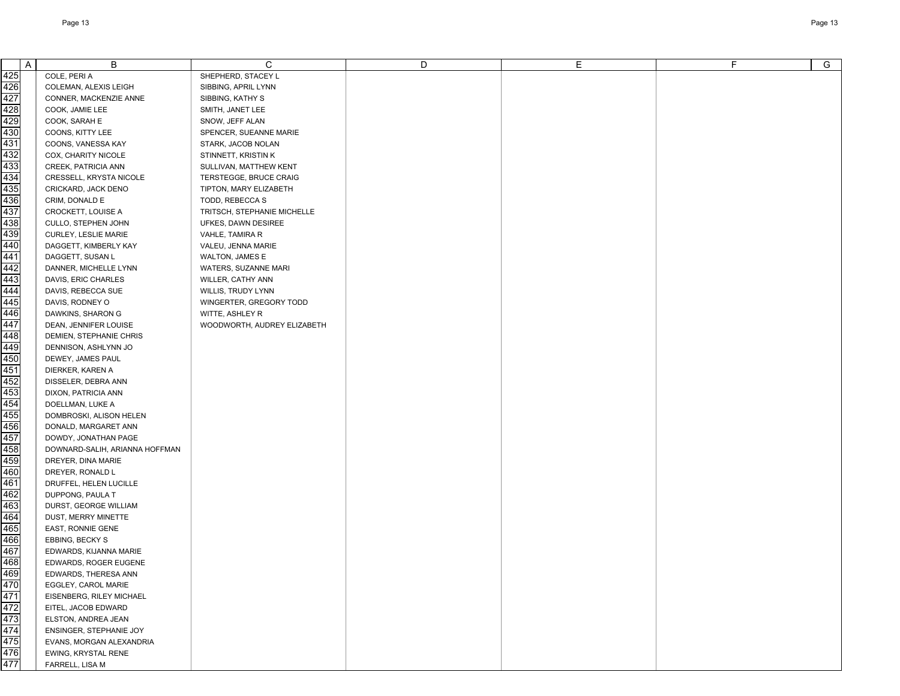| | A | B | C | D | E | F | G |
|---|---|---|---|---|---|---|---|
| 425 | | COLE, PERI A | SHEPHERD, STACEY L | | | | |
| 426 | | COLEMAN, ALEXIS LEIGH | SIBBING, APRIL LYNN | | | | |
| 427 | | CONNER, MACKENZIE ANNE | SIBBING, KATHY S | | | | |
| 428 | | COOK, JAMIE LEE | SMITH, JANET LEE | | | | |
| 429 | | COOK, SARAH E | SNOW, JEFF ALAN | | | | |
| 430 | | COONS, KITTY LEE | SPENCER, SUEANNE MARIE | | | | |
| 431 | | COONS, VANESSA KAY | STARK, JACOB NOLAN | | | | |
| 432 | | COX, CHARITY NICOLE | STINNETT, KRISTIN K | | | | |
| 433 | | CREEK, PATRICIA ANN | SULLIVAN, MATTHEW KENT | | | | |
| 434 | | CRESSELL, KRYSTA NICOLE | TERSTEGGE, BRUCE CRAIG | | | | |
| 435 | | CRICKARD, JACK DENO | TIPTON, MARY ELIZABETH | | | | |
| 436 | | CRIM, DONALD E | TODD, REBECCA S | | | | |
| 437 | | CROCKETT, LOUISE A | TRITSCH, STEPHANIE MICHELLE | | | | |
| 438 | | CULLO, STEPHEN JOHN | UFKES, DAWN DESIREE | | | | |
| 439 | | CURLEY, LESLIE MARIE | VAHLE, TAMIRA R | | | | |
| 440 | | DAGGETT, KIMBERLY KAY | VALEU, JENNA MARIE | | | | |
| 441 | | DAGGETT, SUSAN L | WALTON, JAMES E | | | | |
| 442 | | DANNER, MICHELLE LYNN | WATERS, SUZANNE MARI | | | | |
| 443 | | DAVIS, ERIC CHARLES | WILLER, CATHY ANN | | | | |
| 444 | | DAVIS, REBECCA SUE | WILLIS, TRUDY LYNN | | | | |
| 445 | | DAVIS, RODNEY O | WINGERTER, GREGORY TODD | | | | |
| 446 | | DAWKINS, SHARON G | WITTE, ASHLEY R | | | | |
| 447 | | DEAN, JENNIFER LOUISE | WOODWORTH, AUDREY ELIZABETH | | | | |
| 448 | | DEMIEN, STEPHANIE CHRIS | | | | | |
| 449 | | DENNISON, ASHLYNN JO | | | | | |
| 450 | | DEWEY, JAMES PAUL | | | | | |
| 451 | | DIERKER, KAREN A | | | | | |
| 452 | | DISSELER, DEBRA ANN | | | | | |
| 453 | | DIXON, PATRICIA ANN | | | | | |
| 454 | | DOELLMAN, LUKE A | | | | | |
| 455 | | DOMBROSKI, ALISON HELEN | | | | | |
| 456 | | DONALD, MARGARET ANN | | | | | |
| 457 | | DOWDY, JONATHAN PAGE | | | | | |
| 458 | | DOWNARD-SALIH, ARIANNA HOFFMAN | | | | | |
| 459 | | DREYER, DINA MARIE | | | | | |
| 460 | | DREYER, RONALD L | | | | | |
| 461 | | DRUFFEL, HELEN LUCILLE | | | | | |
| 462 | | DUPPONG, PAULA T | | | | | |
| 463 | | DURST, GEORGE WILLIAM | | | | | |
| 464 | | DUST, MERRY MINETTE | | | | | |
| 465 | | EAST, RONNIE GENE | | | | | |
| 466 | | EBBING, BECKY S | | | | | |
| 467 | | EDWARDS, KIJANNA MARIE | | | | | |
| 468 | | EDWARDS, ROGER EUGENE | | | | | |
| 469 | | EDWARDS, THERESA ANN | | | | | |
| 470 | | EGGLEY, CAROL MARIE | | | | | |
| 471 | | EISENBERG, RILEY MICHAEL | | | | | |
| 472 | | EITEL, JACOB EDWARD | | | | | |
| 473 | | ELSTON, ANDREA JEAN | | | | | |
| 474 | | ENSINGER, STEPHANIE JOY | | | | | |
| 475 | | EVANS, MORGAN ALEXANDRIA | | | | | |
| 476 | | EWING, KRYSTAL RENE | | | | | |
| 477 | | FARRELL, LISA M | | | | | |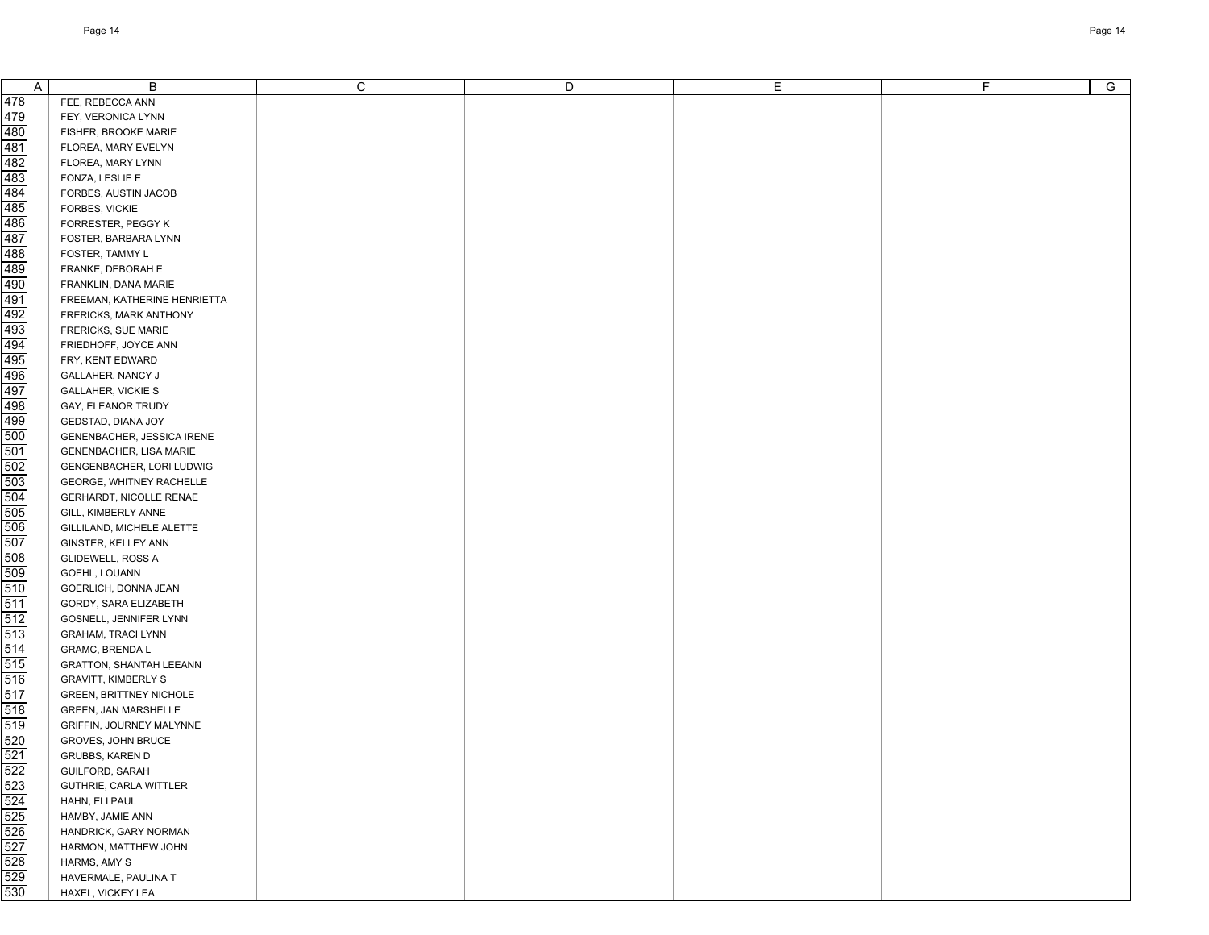| | A | B | C | D | E | F | G |
|---|---|---|---|---|---|---|---|
| 478 | | FEE, REBECCA ANN | | | | | |
| 479 | | FEY, VERONICA LYNN | | | | | |
| 480 | | FISHER, BROOKE MARIE | | | | | |
| 481 | | FLOREA, MARY EVELYN | | | | | |
| 482 | | FLOREA, MARY LYNN | | | | | |
| 483 | | FONZA, LESLIE E | | | | | |
| 484 | | FORBES, AUSTIN JACOB | | | | | |
| 485 | | FORBES, VICKIE | | | | | |
| 486 | | FORRESTER, PEGGY K | | | | | |
| 487 | | FOSTER, BARBARA LYNN | | | | | |
| 488 | | FOSTER, TAMMY L | | | | | |
| 489 | | FRANKE, DEBORAH E | | | | | |
| 490 | | FRANKLIN, DANA MARIE | | | | | |
| 491 | | FREEMAN, KATHERINE HENRIETTA | | | | | |
| 492 | | FRERICKS, MARK ANTHONY | | | | | |
| 493 | | FRERICKS, SUE MARIE | | | | | |
| 494 | | FRIEDHOFF, JOYCE ANN | | | | | |
| 495 | | FRY, KENT EDWARD | | | | | |
| 496 | | GALLAHER, NANCY J | | | | | |
| 497 | | GALLAHER, VICKIE S | | | | | |
| 498 | | GAY, ELEANOR TRUDY | | | | | |
| 499 | | GEDSTAD, DIANA JOY | | | | | |
| 500 | | GENENBACHER, JESSICA IRENE | | | | | |
| 501 | | GENENBACHER, LISA MARIE | | | | | |
| 502 | | GENGENBACHER, LORI LUDWIG | | | | | |
| 503 | | GEORGE, WHITNEY RACHELLE | | | | | |
| 504 | | GERHARDT, NICOLLE RENAE | | | | | |
| 505 | | GILL, KIMBERLY ANNE | | | | | |
| 506 | | GILLILAND, MICHELE ALETTE | | | | | |
| 507 | | GINSTER, KELLEY ANN | | | | | |
| 508 | | GLIDEWELL, ROSS A | | | | | |
| 509 | | GOEHL, LOUANN | | | | | |
| 510 | | GOERLICH, DONNA JEAN | | | | | |
| 511 | | GORDY, SARA ELIZABETH | | | | | |
| 512 | | GOSNELL, JENNIFER LYNN | | | | | |
| 513 | | GRAHAM, TRACI LYNN | | | | | |
| 514 | | GRAMC, BRENDA L | | | | | |
| 515 | | GRATTON, SHANTAH LEEANN | | | | | |
| 516 | | GRAVITT, KIMBERLY S | | | | | |
| 517 | | GREEN, BRITTNEY NICHOLE | | | | | |
| 518 | | GREEN, JAN MARSHELLE | | | | | |
| 519 | | GRIFFIN, JOURNEY MALYNNE | | | | | |
| 520 | | GROVES, JOHN BRUCE | | | | | |
| 521 | | GRUBBS, KAREN D | | | | | |
| 522 | | GUILFORD, SARAH | | | | | |
| 523 | | GUTHRIE, CARLA WITTLER | | | | | |
| 524 | | HAHN, ELI PAUL | | | | | |
| 525 | | HAMBY, JAMIE ANN | | | | | |
| 526 | | HANDRICK, GARY NORMAN | | | | | |
| 527 | | HARMON, MATTHEW JOHN | | | | | |
| 528 | | HARMS, AMY S | | | | | |
| 529 | | HAVERMALE, PAULINA T | | | | | |
| 530 | | HAXEL, VICKEY LEA | | | | | |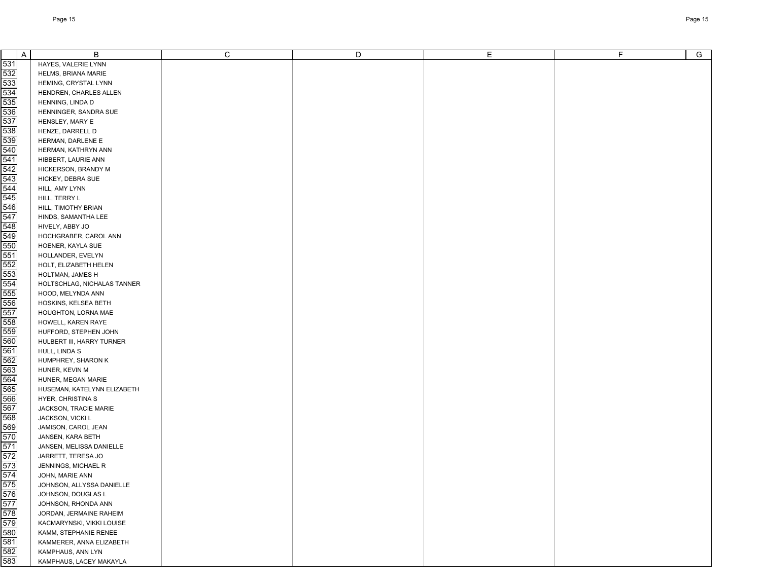| | A | B | C | D | E | F | G |
|---|---|---|---|---|---|---|---|
| 531 | | HAYES, VALERIE LYNN | | | | | |
| 532 | | HELMS, BRIANA MARIE | | | | | |
| 533 | | HEMING, CRYSTAL LYNN | | | | | |
| 534 | | HENDREN, CHARLES ALLEN | | | | | |
| 535 | | HENNING, LINDA D | | | | | |
| 536 | | HENNINGER, SANDRA SUE | | | | | |
| 537 | | HENSLEY, MARY E | | | | | |
| 538 | | HENZE, DARRELL D | | | | | |
| 539 | | HERMAN, DARLENE E | | | | | |
| 540 | | HERMAN, KATHRYN ANN | | | | | |
| 541 | | HIBBERT, LAURIE ANN | | | | | |
| 542 | | HICKERSON, BRANDY M | | | | | |
| 543 | | HICKEY, DEBRA SUE | | | | | |
| 544 | | HILL, AMY LYNN | | | | | |
| 545 | | HILL, TERRY L | | | | | |
| 546 | | HILL, TIMOTHY BRIAN | | | | | |
| 547 | | HINDS, SAMANTHA LEE | | | | | |
| 548 | | HIVELY, ABBY JO | | | | | |
| 549 | | HOCHGRABER, CAROL ANN | | | | | |
| 550 | | HOENER, KAYLA SUE | | | | | |
| 551 | | HOLLANDER, EVELYN | | | | | |
| 552 | | HOLT, ELIZABETH HELEN | | | | | |
| 553 | | HOLTMAN, JAMES H | | | | | |
| 554 | | HOLTSCHLAG, NICHALAS TANNER | | | | | |
| 555 | | HOOD, MELYNDA ANN | | | | | |
| 556 | | HOSKINS, KELSEA BETH | | | | | |
| 557 | | HOUGHTON, LORNA MAE | | | | | |
| 558 | | HOWELL, KAREN RAYE | | | | | |
| 559 | | HUFFORD, STEPHEN JOHN | | | | | |
| 560 | | HULBERT III, HARRY TURNER | | | | | |
| 561 | | HULL, LINDA S | | | | | |
| 562 | | HUMPHREY, SHARON K | | | | | |
| 563 | | HUNER, KEVIN M | | | | | |
| 564 | | HUNER, MEGAN MARIE | | | | | |
| 565 | | HUSEMAN, KATELYNN ELIZABETH | | | | | |
| 566 | | HYER, CHRISTINA S | | | | | |
| 567 | | JACKSON, TRACIE MARIE | | | | | |
| 568 | | JACKSON, VICKI L | | | | | |
| 569 | | JAMISON, CAROL JEAN | | | | | |
| 570 | | JANSEN, KARA BETH | | | | | |
| 571 | | JANSEN, MELISSA DANIELLE | | | | | |
| 572 | | JARRETT, TERESA JO | | | | | |
| 573 | | JENNINGS, MICHAEL R | | | | | |
| 574 | | JOHN, MARIE ANN | | | | | |
| 575 | | JOHNSON, ALLYSSA DANIELLE | | | | | |
| 576 | | JOHNSON, DOUGLAS L | | | | | |
| 577 | | JOHNSON, RHONDA ANN | | | | | |
| 578 | | JORDAN, JERMAINE RAHEIM | | | | | |
| 579 | | KACMARYNSKI, VIKKI LOUISE | | | | | |
| 580 | | KAMM, STEPHANIE RENEE | | | | | |
| 581 | | KAMMERER, ANNA ELIZABETH | | | | | |
| 582 | | KAMPHAUS, ANN LYN | | | | | |
| 583 | | KAMPHAUS, LACEY MAKAYLA | | | | | |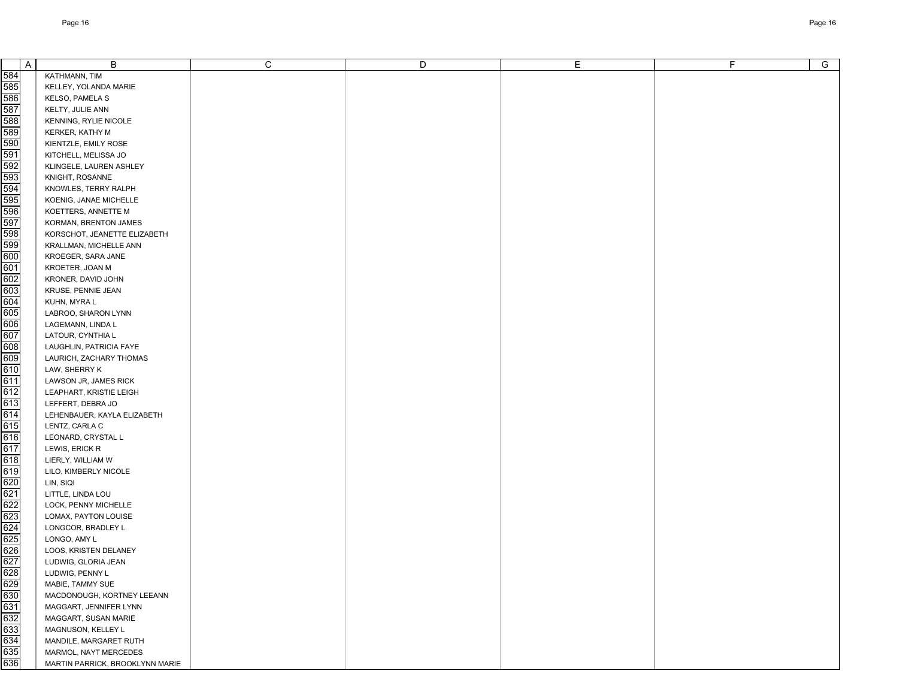| | A | B | C | D | E | F | G |
|---|---|---|---|---|---|---|---|
| 584 | | KATHMANN, TIM | | | | | |
| 585 | | KELLEY, YOLANDA MARIE | | | | | |
| 586 | | KELSO, PAMELA S | | | | | |
| 587 | | KELTY, JULIE ANN | | | | | |
| 588 | | KENNING, RYLIE NICOLE | | | | | |
| 589 | | KERKER, KATHY M | | | | | |
| 590 | | KIENTZLE, EMILY ROSE | | | | | |
| 591 | | KITCHELL, MELISSA JO | | | | | |
| 592 | | KLINGELE, LAUREN ASHLEY | | | | | |
| 593 | | KNIGHT, ROSANNE | | | | | |
| 594 | | KNOWLES, TERRY RALPH | | | | | |
| 595 | | KOENIG, JANAE MICHELLE | | | | | |
| 596 | | KOETTERS, ANNETTE M | | | | | |
| 597 | | KORMAN, BRENTON JAMES | | | | | |
| 598 | | KORSCHOT, JEANETTE ELIZABETH | | | | | |
| 599 | | KRALLMAN, MICHELLE ANN | | | | | |
| 600 | | KROEGER, SARA JANE | | | | | |
| 601 | | KROETER, JOAN M | | | | | |
| 602 | | KRONER, DAVID JOHN | | | | | |
| 603 | | KRUSE, PENNIE JEAN | | | | | |
| 604 | | KUHN, MYRA L | | | | | |
| 605 | | LABROO, SHARON LYNN | | | | | |
| 606 | | LAGEMANN, LINDA L | | | | | |
| 607 | | LATOUR, CYNTHIA L | | | | | |
| 608 | | LAUGHLIN, PATRICIA FAYE | | | | | |
| 609 | | LAURICH, ZACHARY THOMAS | | | | | |
| 610 | | LAW, SHERRY K | | | | | |
| 611 | | LAWSON JR, JAMES RICK | | | | | |
| 612 | | LEAPHART, KRISTIE LEIGH | | | | | |
| 613 | | LEFFERT, DEBRA JO | | | | | |
| 614 | | LEHENBAUER, KAYLA ELIZABETH | | | | | |
| 615 | | LENTZ, CARLA C | | | | | |
| 616 | | LEONARD, CRYSTAL L | | | | | |
| 617 | | LEWIS, ERICK R | | | | | |
| 618 | | LIERLY, WILLIAM W | | | | | |
| 619 | | LILO, KIMBERLY NICOLE | | | | | |
| 620 | | LIN, SIQI | | | | | |
| 621 | | LITTLE, LINDA LOU | | | | | |
| 622 | | LOCK, PENNY MICHELLE | | | | | |
| 623 | | LOMAX, PAYTON LOUISE | | | | | |
| 624 | | LONGCOR, BRADLEY L | | | | | |
| 625 | | LONGO, AMY L | | | | | |
| 626 | | LOOS, KRISTEN DELANEY | | | | | |
| 627 | | LUDWIG, GLORIA JEAN | | | | | |
| 628 | | LUDWIG, PENNY L | | | | | |
| 629 | | MABIE, TAMMY SUE | | | | | |
| 630 | | MACDONOUGH, KORTNEY LEEANN | | | | | |
| 631 | | MAGGART, JENNIFER LYNN | | | | | |
| 632 | | MAGGART, SUSAN MARIE | | | | | |
| 633 | | MAGNUSON, KELLEY L | | | | | |
| 634 | | MANDILE, MARGARET RUTH | | | | | |
| 635 | | MARMOL, NAYT MERCEDES | | | | | |
| 636 | | MARTIN PARRICK, BROOKLYNN MARIE | | | | | |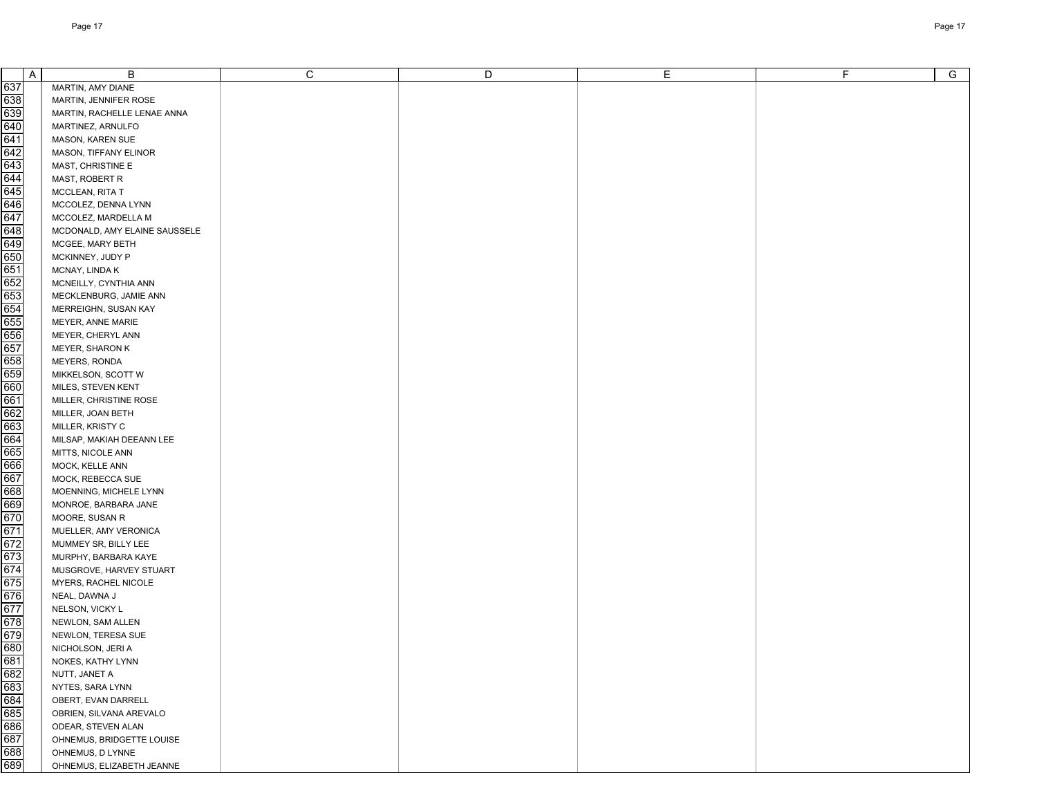| | A | B | C | D | E | F | G |
|---|---|---|---|---|---|---|---|
| 637 | | MARTIN, AMY DIANE | | | | | |
| 638 | | MARTIN, JENNIFER ROSE | | | | | |
| 639 | | MARTIN, RACHELLE LENAE ANNA | | | | | |
| 640 | | MARTINEZ, ARNULFO | | | | | |
| 641 | | MASON, KAREN SUE | | | | | |
| 642 | | MASON, TIFFANY ELINOR | | | | | |
| 643 | | MAST, CHRISTINE E | | | | | |
| 644 | | MAST, ROBERT R | | | | | |
| 645 | | MCCLEAN, RITA T | | | | | |
| 646 | | MCCOLEZ, DENNA LYNN | | | | | |
| 647 | | MCCOLEZ, MARDELLA M | | | | | |
| 648 | | MCDONALD, AMY ELAINE SAUSSELE | | | | | |
| 649 | | MCGEE, MARY BETH | | | | | |
| 650 | | MCKINNEY, JUDY P | | | | | |
| 651 | | MCNAY, LINDA K | | | | | |
| 652 | | MCNEILLY, CYNTHIA ANN | | | | | |
| 653 | | MECKLENBURG, JAMIE ANN | | | | | |
| 654 | | MERREIGHN, SUSAN KAY | | | | | |
| 655 | | MEYER, ANNE MARIE | | | | | |
| 656 | | MEYER, CHERYL ANN | | | | | |
| 657 | | MEYER, SHARON K | | | | | |
| 658 | | MEYERS, RONDA | | | | | |
| 659 | | MIKKELSON, SCOTT W | | | | | |
| 660 | | MILES, STEVEN KENT | | | | | |
| 661 | | MILLER, CHRISTINE ROSE | | | | | |
| 662 | | MILLER, JOAN BETH | | | | | |
| 663 | | MILLER, KRISTY C | | | | | |
| 664 | | MILSAP, MAKIAH DEEANN LEE | | | | | |
| 665 | | MITTS, NICOLE ANN | | | | | |
| 666 | | MOCK, KELLE ANN | | | | | |
| 667 | | MOCK, REBECCA SUE | | | | | |
| 668 | | MOENNING, MICHELE LYNN | | | | | |
| 669 | | MONROE, BARBARA JANE | | | | | |
| 670 | | MOORE, SUSAN R | | | | | |
| 671 | | MUELLER, AMY VERONICA | | | | | |
| 672 | | MUMMEY SR, BILLY LEE | | | | | |
| 673 | | MURPHY, BARBARA KAYE | | | | | |
| 674 | | MUSGROVE, HARVEY STUART | | | | | |
| 675 | | MYERS, RACHEL NICOLE | | | | | |
| 676 | | NEAL, DAWNA J | | | | | |
| 677 | | NELSON, VICKY L | | | | | |
| 678 | | NEWLON, SAM ALLEN | | | | | |
| 679 | | NEWLON, TERESA SUE | | | | | |
| 680 | | NICHOLSON, JERI A | | | | | |
| 681 | | NOKES, KATHY LYNN | | | | | |
| 682 | | NUTT, JANET A | | | | | |
| 683 | | NYTES, SARA LYNN | | | | | |
| 684 | | OBERT, EVAN DARRELL | | | | | |
| 685 | | OBRIEN, SILVANA AREVALO | | | | | |
| 686 | | ODEAR, STEVEN ALAN | | | | | |
| 687 | | OHNEMUS, BRIDGETTE LOUISE | | | | | |
| 688 | | OHNEMUS, D LYNNE | | | | | |
| 689 | | OHNEMUS, ELIZABETH JEANNE | | | | | |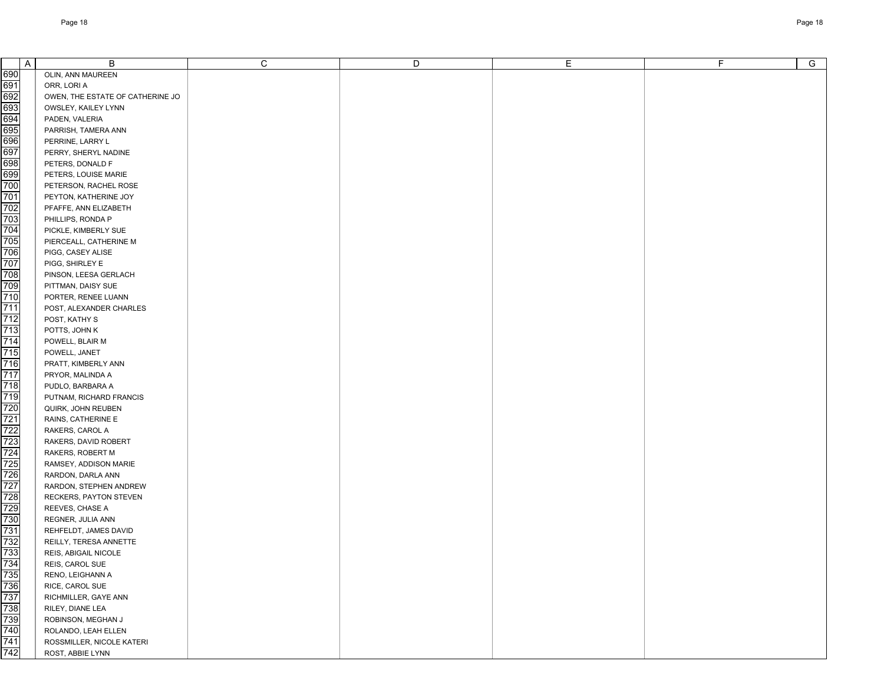| | A | B | C | D | E | F | G |
|---|---|---|---|---|---|---|---|
| 690 | | OLIN, ANN MAUREEN | | | | | |
| 691 | | ORR, LORI A | | | | | |
| 692 | | OWEN, THE ESTATE OF CATHERINE JO | | | | | |
| 693 | | OWSLEY, KAILEY LYNN | | | | | |
| 694 | | PADEN, VALERIA | | | | | |
| 695 | | PARRISH, TAMERA ANN | | | | | |
| 696 | | PERRINE, LARRY L | | | | | |
| 697 | | PERRY, SHERYL NADINE | | | | | |
| 698 | | PETERS, DONALD F | | | | | |
| 699 | | PETERS, LOUISE MARIE | | | | | |
| 700 | | PETERSON, RACHEL ROSE | | | | | |
| 701 | | PEYTON, KATHERINE JOY | | | | | |
| 702 | | PFAFFE, ANN ELIZABETH | | | | | |
| 703 | | PHILLIPS, RONDA P | | | | | |
| 704 | | PICKLE, KIMBERLY SUE | | | | | |
| 705 | | PIERCEALL, CATHERINE M | | | | | |
| 706 | | PIGG, CASEY ALISE | | | | | |
| 707 | | PIGG, SHIRLEY E | | | | | |
| 708 | | PINSON, LEESA GERLACH | | | | | |
| 709 | | PITTMAN, DAISY SUE | | | | | |
| 710 | | PORTER, RENEE LUANN | | | | | |
| 711 | | POST, ALEXANDER CHARLES | | | | | |
| 712 | | POST, KATHY S | | | | | |
| 713 | | POTTS, JOHN K | | | | | |
| 714 | | POWELL, BLAIR M | | | | | |
| 715 | | POWELL, JANET | | | | | |
| 716 | | PRATT, KIMBERLY ANN | | | | | |
| 717 | | PRYOR, MALINDA A | | | | | |
| 718 | | PUDLO, BARBARA A | | | | | |
| 719 | | PUTNAM, RICHARD FRANCIS | | | | | |
| 720 | | QUIRK, JOHN REUBEN | | | | | |
| 721 | | RAINS, CATHERINE E | | | | | |
| 722 | | RAKERS, CAROL A | | | | | |
| 723 | | RAKERS, DAVID ROBERT | | | | | |
| 724 | | RAKERS, ROBERT M | | | | | |
| 725 | | RAMSEY, ADDISON MARIE | | | | | |
| 726 | | RARDON, DARLA ANN | | | | | |
| 727 | | RARDON, STEPHEN ANDREW | | | | | |
| 728 | | RECKERS, PAYTON STEVEN | | | | | |
| 729 | | REEVES, CHASE A | | | | | |
| 730 | | REGNER, JULIA ANN | | | | | |
| 731 | | REHFELDT, JAMES DAVID | | | | | |
| 732 | | REILLY, TERESA ANNETTE | | | | | |
| 733 | | REIS, ABIGAIL NICOLE | | | | | |
| 734 | | REIS, CAROL SUE | | | | | |
| 735 | | RENO, LEIGHANN A | | | | | |
| 736 | | RICE, CAROL SUE | | | | | |
| 737 | | RICHMILLER, GAYE ANN | | | | | |
| 738 | | RILEY, DIANE LEA | | | | | |
| 739 | | ROBINSON, MEGHAN J | | | | | |
| 740 | | ROLANDO, LEAH ELLEN | | | | | |
| 741 | | ROSSMILLER, NICOLE KATERI | | | | | |
| 742 | | ROST, ABBIE LYNN | | | | | |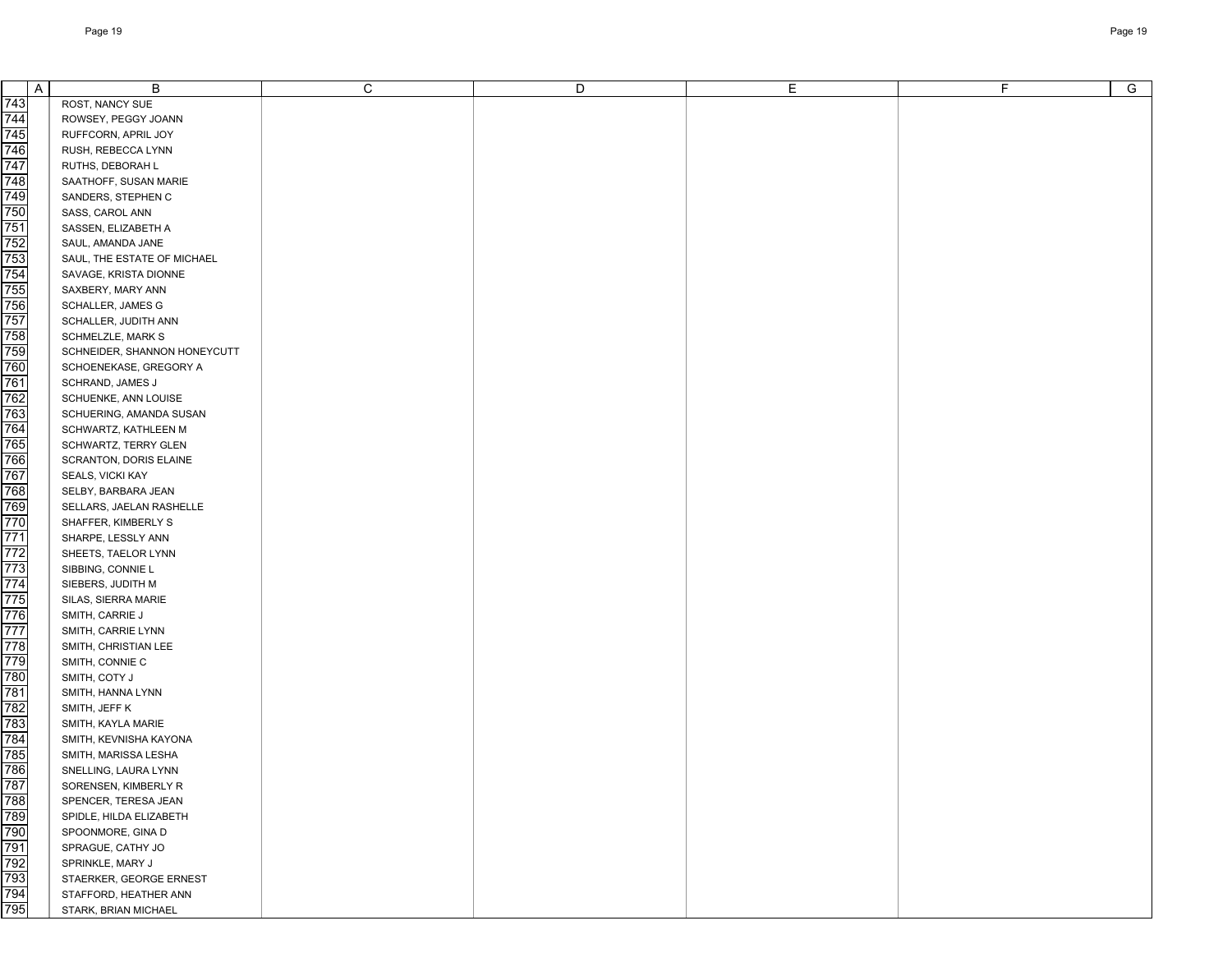| | A | B | C | D | E | F | G |
|---|---|---|---|---|---|---|---|
| 743 | | ROST, NANCY SUE | | | | | |
| 744 | | ROWSEY, PEGGY JOANN | | | | | |
| 745 | | RUFFCORN, APRIL JOY | | | | | |
| 746 | | RUSH, REBECCA LYNN | | | | | |
| 747 | | RUTHS, DEBORAH L | | | | | |
| 748 | | SAATHOFF, SUSAN MARIE | | | | | |
| 749 | | SANDERS, STEPHEN C | | | | | |
| 750 | | SASS, CAROL ANN | | | | | |
| 751 | | SASSEN, ELIZABETH A | | | | | |
| 752 | | SAUL, AMANDA JANE | | | | | |
| 753 | | SAUL, THE ESTATE OF MICHAEL | | | | | |
| 754 | | SAVAGE, KRISTA DIONNE | | | | | |
| 755 | | SAXBERY, MARY ANN | | | | | |
| 756 | | SCHALLER, JAMES G | | | | | |
| 757 | | SCHALLER, JUDITH ANN | | | | | |
| 758 | | SCHMELZLE, MARK S | | | | | |
| 759 | | SCHNEIDER, SHANNON HONEYCUTT | | | | | |
| 760 | | SCHOENEKASE, GREGORY A | | | | | |
| 761 | | SCHRAND, JAMES J | | | | | |
| 762 | | SCHUENKE, ANN LOUISE | | | | | |
| 763 | | SCHUERING, AMANDA SUSAN | | | | | |
| 764 | | SCHWARTZ, KATHLEEN M | | | | | |
| 765 | | SCHWARTZ, TERRY GLEN | | | | | |
| 766 | | SCRANTON, DORIS ELAINE | | | | | |
| 767 | | SEALS, VICKI KAY | | | | | |
| 768 | | SELBY, BARBARA JEAN | | | | | |
| 769 | | SELLARS, JAELAN RASHELLE | | | | | |
| 770 | | SHAFFER, KIMBERLY S | | | | | |
| 771 | | SHARPE, LESSLY ANN | | | | | |
| 772 | | SHEETS, TAELOR LYNN | | | | | |
| 773 | | SIBBING, CONNIE L | | | | | |
| 774 | | SIEBERS, JUDITH M | | | | | |
| 775 | | SILAS, SIERRA MARIE | | | | | |
| 776 | | SMITH, CARRIE J | | | | | |
| 777 | | SMITH, CARRIE LYNN | | | | | |
| 778 | | SMITH, CHRISTIAN LEE | | | | | |
| 779 | | SMITH, CONNIE C | | | | | |
| 780 | | SMITH, COTY J | | | | | |
| 781 | | SMITH, HANNA LYNN | | | | | |
| 782 | | SMITH, JEFF K | | | | | |
| 783 | | SMITH, KAYLA MARIE | | | | | |
| 784 | | SMITH, KEVNISHA KAYONA | | | | | |
| 785 | | SMITH, MARISSA LESHA | | | | | |
| 786 | | SNELLING, LAURA LYNN | | | | | |
| 787 | | SORENSEN, KIMBERLY R | | | | | |
| 788 | | SPENCER, TERESA JEAN | | | | | |
| 789 | | SPIDLE, HILDA ELIZABETH | | | | | |
| 790 | | SPOONMORE, GINA D | | | | | |
| 791 | | SPRAGUE, CATHY JO | | | | | |
| 792 | | SPRINKLE, MARY J | | | | | |
| 793 | | STAERKER, GEORGE ERNEST | | | | | |
| 794 | | STAFFORD, HEATHER ANN | | | | | |
| 795 | | STARK, BRIAN MICHAEL | | | | | |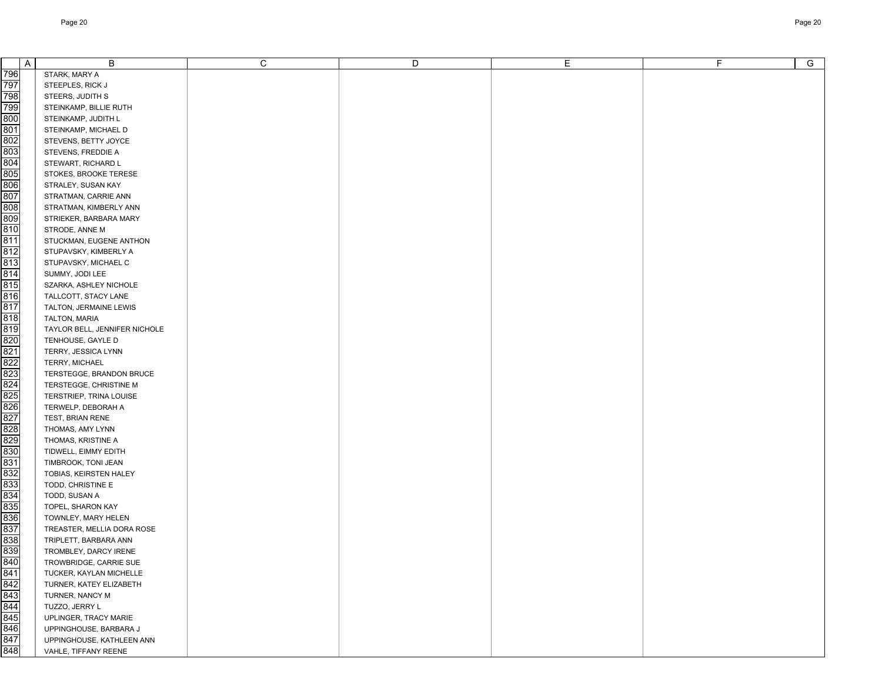| | A | B | C | D | E | F | G |
|---|---|---|---|---|---|---|---|
| 796 | | STARK, MARY A | | | | | |
| 797 | | STEEPLES, RICK J | | | | | |
| 798 | | STEERS, JUDITH S | | | | | |
| 799 | | STEINKAMP, BILLIE RUTH | | | | | |
| 800 | | STEINKAMP, JUDITH L | | | | | |
| 801 | | STEINKAMP, MICHAEL D | | | | | |
| 802 | | STEVENS, BETTY JOYCE | | | | | |
| 803 | | STEVENS, FREDDIE A | | | | | |
| 804 | | STEWART, RICHARD L | | | | | |
| 805 | | STOKES, BROOKE TERESE | | | | | |
| 806 | | STRALEY, SUSAN KAY | | | | | |
| 807 | | STRATMAN, CARRIE ANN | | | | | |
| 808 | | STRATMAN, KIMBERLY ANN | | | | | |
| 809 | | STRIEKER, BARBARA MARY | | | | | |
| 810 | | STRODE, ANNE M | | | | | |
| 811 | | STUCKMAN, EUGENE ANTHON | | | | | |
| 812 | | STUPAVSKY, KIMBERLY A | | | | | |
| 813 | | STUPAVSKY, MICHAEL C | | | | | |
| 814 | | SUMMY, JODI LEE | | | | | |
| 815 | | SZARKA, ASHLEY NICHOLE | | | | | |
| 816 | | TALLCOTT, STACY LANE | | | | | |
| 817 | | TALTON, JERMAINE LEWIS | | | | | |
| 818 | | TALTON, MARIA | | | | | |
| 819 | | TAYLOR BELL, JENNIFER NICHOLE | | | | | |
| 820 | | TENHOUSE, GAYLE D | | | | | |
| 821 | | TERRY, JESSICA LYNN | | | | | |
| 822 | | TERRY, MICHAEL | | | | | |
| 823 | | TERSTEGGE, BRANDON BRUCE | | | | | |
| 824 | | TERSTEGGE, CHRISTINE M | | | | | |
| 825 | | TERSTRIEP, TRINA LOUISE | | | | | |
| 826 | | TERWELP, DEBORAH A | | | | | |
| 827 | | TEST, BRIAN RENE | | | | | |
| 828 | | THOMAS, AMY LYNN | | | | | |
| 829 | | THOMAS, KRISTINE A | | | | | |
| 830 | | TIDWELL, EIMMY EDITH | | | | | |
| 831 | | TIMBROOK, TONI JEAN | | | | | |
| 832 | | TOBIAS, KEIRSTEN HALEY | | | | | |
| 833 | | TODD, CHRISTINE E | | | | | |
| 834 | | TODD, SUSAN A | | | | | |
| 835 | | TOPEL, SHARON KAY | | | | | |
| 836 | | TOWNLEY, MARY HELEN | | | | | |
| 837 | | TREASTER, MELLIA DORA ROSE | | | | | |
| 838 | | TRIPLETT, BARBARA ANN | | | | | |
| 839 | | TROMBLEY, DARCY IRENE | | | | | |
| 840 | | TROWBRIDGE, CARRIE SUE | | | | | |
| 841 | | TUCKER, KAYLAN MICHELLE | | | | | |
| 842 | | TURNER, KATEY ELIZABETH | | | | | |
| 843 | | TURNER, NANCY M | | | | | |
| 844 | | TUZZO, JERRY L | | | | | |
| 845 | | UPLINGER, TRACY MARIE | | | | | |
| 846 | | UPPINGHOUSE, BARBARA J | | | | | |
| 847 | | UPPINGHOUSE, KATHLEEN ANN | | | | | |
| 848 | | VAHLE, TIFFANY REENE | | | | | |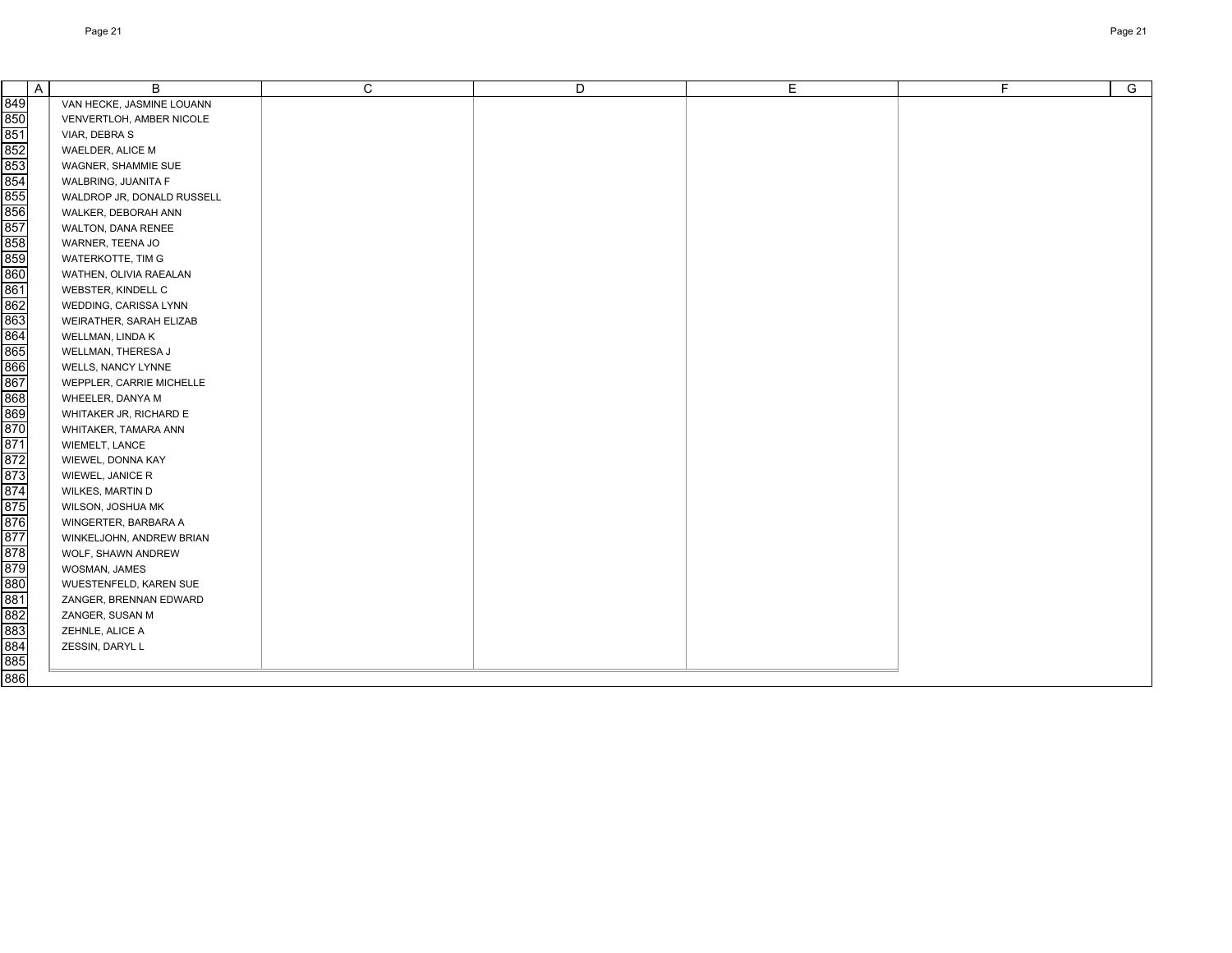| | A | B | C | D | E | F | G |
|---|---|---|---|---|---|---|---|
| 849 | | VAN HECKE, JASMINE LOUANN | | | | | |
| 850 | | VENVERTLOH, AMBER NICOLE | | | | | |
| 851 | | VIAR, DEBRA S | | | | | |
| 852 | | WAELDER, ALICE M | | | | | |
| 853 | | WAGNER, SHAMMIE SUE | | | | | |
| 854 | | WALBRING, JUANITA F | | | | | |
| 855 | | WALDROP JR, DONALD RUSSELL | | | | | |
| 856 | | WALKER, DEBORAH ANN | | | | | |
| 857 | | WALTON, DANA RENEE | | | | | |
| 858 | | WARNER, TEENA JO | | | | | |
| 859 | | WATERKOTTE, TIM G | | | | | |
| 860 | | WATHEN, OLIVIA RAEALAN | | | | | |
| 861 | | WEBSTER, KINDELL C | | | | | |
| 862 | | WEDDING, CARISSA LYNN | | | | | |
| 863 | | WEIRATHER, SARAH ELIZAB | | | | | |
| 864 | | WELLMAN, LINDA K | | | | | |
| 865 | | WELLMAN, THERESA J | | | | | |
| 866 | | WELLS, NANCY LYNNE | | | | | |
| 867 | | WEPPLER, CARRIE MICHELLE | | | | | |
| 868 | | WHEELER, DANYA M | | | | | |
| 869 | | WHITAKER JR, RICHARD E | | | | | |
| 870 | | WHITAKER, TAMARA ANN | | | | | |
| 871 | | WIEMELT, LANCE | | | | | |
| 872 | | WIEWEL, DONNA KAY | | | | | |
| 873 | | WIEWEL, JANICE R | | | | | |
| 874 | | WILKES, MARTIN D | | | | | |
| 875 | | WILSON, JOSHUA MK | | | | | |
| 876 | | WINGERTER, BARBARA A | | | | | |
| 877 | | WINKELJOHN, ANDREW BRIAN | | | | | |
| 878 | | WOLF, SHAWN ANDREW | | | | | |
| 879 | | WOSMAN, JAMES | | | | | |
| 880 | | WUESTENFELD, KAREN SUE | | | | | |
| 881 | | ZANGER, BRENNAN EDWARD | | | | | |
| 882 | | ZANGER, SUSAN M | | | | | |
| 883 | | ZEHNLE, ALICE A | | | | | |
| 884 | | ZESSIN, DARYL L | | | | | |
| 885 | | | | | | | |
| 886 | | | | | | | |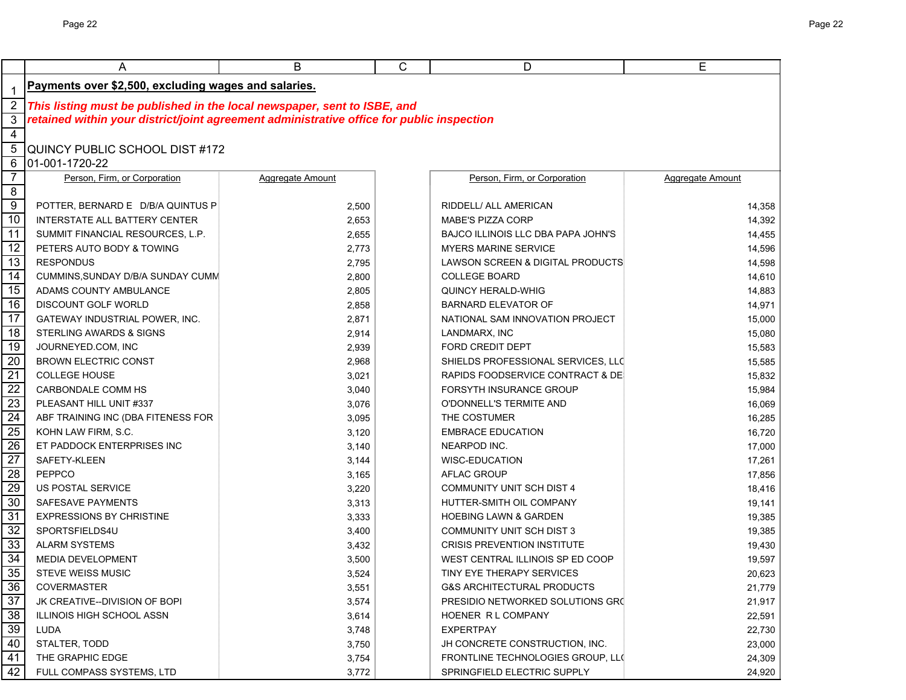**Payments over $2,500, excluding wages and salaries.**

***This listing must be published in the local newspaper, sent to ISBE, and retained within your district/joint agreement administrative office for public inspection***

QUINCY PUBLIC SCHOOL DIST #172
01-001-1720-22

| Person, Firm, or Corporation | Aggregate Amount | Person, Firm, or Corporation | Aggregate Amount |
|---|---|---|---|
| POTTER, BERNARD E D/B/A QUINTUS P | 2,500 | RIDDELL/ ALL AMERICAN | 14,358 |
| INTERSTATE ALL BATTERY CENTER | 2,653 | MABE'S PIZZA CORP | 14,392 |
| SUMMIT FINANCIAL RESOURCES, L.P. | 2,655 | BAJCO ILLINOIS LLC DBA PAPA JOHN'S | 14,455 |
| PETERS AUTO BODY & TOWING | 2,773 | MYERS MARINE SERVICE | 14,596 |
| RESPONDUS | 2,795 | LAWSON SCREEN & DIGITAL PRODUCTS | 14,598 |
| CUMMINS,SUNDAY D/B/A SUNDAY CUMM | 2,800 | COLLEGE BOARD | 14,610 |
| ADAMS COUNTY AMBULANCE | 2,805 | QUINCY HERALD-WHIG | 14,883 |
| DISCOUNT GOLF WORLD | 2,858 | BARNARD ELEVATOR OF | 14,971 |
| GATEWAY INDUSTRIAL POWER, INC. | 2,871 | NATIONAL SAM INNOVATION PROJECT | 15,000 |
| STERLING AWARDS & SIGNS | 2,914 | LANDMARX, INC | 15,080 |
| JOURNEYED.COM, INC | 2,939 | FORD CREDIT DEPT | 15,583 |
| BROWN ELECTRIC CONST | 2,968 | SHIELDS PROFESSIONAL SERVICES, LLC | 15,585 |
| COLLEGE HOUSE | 3,021 | RAPIDS FOODSERVICE CONTRACT & DE | 15,832 |
| CARBONDALE COMM HS | 3,040 | FORSYTH INSURANCE GROUP | 15,984 |
| PLEASANT HILL UNIT #337 | 3,076 | O'DONNELL'S TERMITE AND | 16,069 |
| ABF TRAINING INC (DBA FITENESS FOR | 3,095 | THE COSTUMER | 16,285 |
| KOHN LAW FIRM, S.C. | 3,120 | EMBRACE EDUCATION | 16,720 |
| ET PADDOCK ENTERPRISES INC | 3,140 | NEARPOD INC. | 17,000 |
| SAFETY-KLEEN | 3,144 | WISC-EDUCATION | 17,261 |
| PEPPCO | 3,165 | AFLAC GROUP | 17,856 |
| US POSTAL SERVICE | 3,220 | COMMUNITY UNIT SCH DIST 4 | 18,416 |
| SAFESAVE PAYMENTS | 3,313 | HUTTER-SMITH OIL COMPANY | 19,141 |
| EXPRESSIONS BY CHRISTINE | 3,333 | HOEBING LAWN & GARDEN | 19,385 |
| SPORTSFIELDS4U | 3,400 | COMMUNITY UNIT SCH DIST 3 | 19,385 |
| ALARM SYSTEMS | 3,432 | CRISIS PREVENTION INSTITUTE | 19,430 |
| MEDIA DEVELOPMENT | 3,500 | WEST CENTRAL ILLINOIS SP ED COOP | 19,597 |
| STEVE WEISS MUSIC | 3,524 | TINY EYE THERAPY SERVICES | 20,623 |
| COVERMASTER | 3,551 | G&S ARCHITECTURAL PRODUCTS | 21,779 |
| JK CREATIVE--DIVISION OF BOPI | 3,574 | PRESIDIO NETWORKED SOLUTIONS GRC | 21,917 |
| ILLINOIS HIGH SCHOOL ASSN | 3,614 | HOENER R L COMPANY | 22,591 |
| LUDA | 3,748 | EXPERTPAY | 22,730 |
| STALTER, TODD | 3,750 | JH CONCRETE CONSTRUCTION, INC. | 23,000 |
| THE GRAPHIC EDGE | 3,754 | FRONTLINE TECHNOLOGIES GROUP, LLC | 24,309 |
| FULL COMPASS SYSTEMS, LTD | 3,772 | SPRINGFIELD ELECTRIC SUPPLY | 24,920 |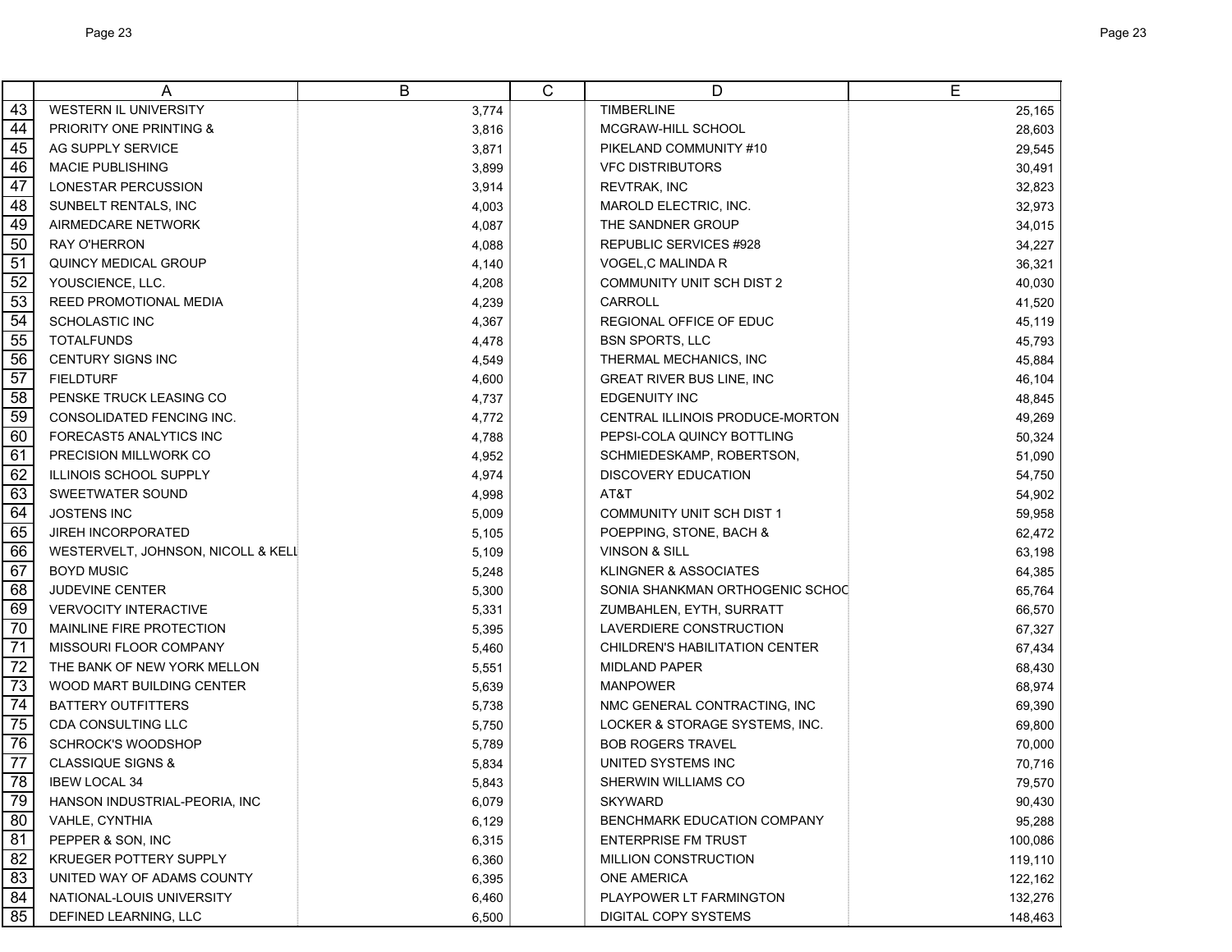| | A | B | C | D | E |
|---|---|---|---|---|---|
| 43 | WESTERN IL UNIVERSITY | 3,774 | | TIMBERLINE | 25,165 |
| 44 | PRIORITY ONE PRINTING & | 3,816 | | MCGRAW-HILL SCHOOL | 28,603 |
| 45 | AG SUPPLY SERVICE | 3,871 | | PIKELAND COMMUNITY #10 | 29,545 |
| 46 | MACIE PUBLISHING | 3,899 | | VFC DISTRIBUTORS | 30,491 |
| 47 | LONESTAR PERCUSSION | 3,914 | | REVTRAK, INC | 32,823 |
| 48 | SUNBELT RENTALS, INC | 4,003 | | MAROLD ELECTRIC, INC. | 32,973 |
| 49 | AIRMEDCARE NETWORK | 4,087 | | THE SANDNER GROUP | 34,015 |
| 50 | RAY O'HERRON | 4,088 | | REPUBLIC SERVICES #928 | 34,227 |
| 51 | QUINCY MEDICAL GROUP | 4,140 | | VOGEL,C MALINDA R | 36,321 |
| 52 | YOUSCIENCE, LLC. | 4,208 | | COMMUNITY UNIT SCH DIST 2 | 40,030 |
| 53 | REED PROMOTIONAL MEDIA | 4,239 | | CARROLL | 41,520 |
| 54 | SCHOLASTIC INC | 4,367 | | REGIONAL OFFICE OF EDUC | 45,119 |
| 55 | TOTALFUNDS | 4,478 | | BSN SPORTS, LLC | 45,793 |
| 56 | CENTURY SIGNS INC | 4,549 | | THERMAL MECHANICS, INC | 45,884 |
| 57 | FIELDTURF | 4,600 | | GREAT RIVER BUS LINE, INC | 46,104 |
| 58 | PENSKE TRUCK LEASING CO | 4,737 | | EDGENUITY INC | 48,845 |
| 59 | CONSOLIDATED FENCING INC. | 4,772 | | CENTRAL ILLINOIS PRODUCE-MORTON | 49,269 |
| 60 | FORECAST5 ANALYTICS INC | 4,788 | | PEPSI-COLA QUINCY BOTTLING | 50,324 |
| 61 | PRECISION MILLWORK CO | 4,952 | | SCHMIEDESKAMP, ROBERTSON, | 51,090 |
| 62 | ILLINOIS SCHOOL SUPPLY | 4,974 | | DISCOVERY EDUCATION | 54,750 |
| 63 | SWEETWATER SOUND | 4,998 | | AT&T | 54,902 |
| 64 | JOSTENS INC | 5,009 | | COMMUNITY UNIT SCH DIST 1 | 59,958 |
| 65 | JIREH INCORPORATED | 5,105 | | POEPPING, STONE, BACH & | 62,472 |
| 66 | WESTERVELT, JOHNSON, NICOLL & KELL | 5,109 | | VINSON & SILL | 63,198 |
| 67 | BOYD MUSIC | 5,248 | | KLINGNER & ASSOCIATES | 64,385 |
| 68 | JUDEVINE CENTER | 5,300 | | SONIA SHANKMAN ORTHOGENIC SCHOC | 65,764 |
| 69 | VERVOCITY INTERACTIVE | 5,331 | | ZUMBAHLEN, EYTH, SURRATT | 66,570 |
| 70 | MAINLINE FIRE PROTECTION | 5,395 | | LAVERDIERE CONSTRUCTION | 67,327 |
| 71 | MISSOURI FLOOR COMPANY | 5,460 | | CHILDREN'S HABILITATION CENTER | 67,434 |
| 72 | THE BANK OF NEW YORK MELLON | 5,551 | | MIDLAND PAPER | 68,430 |
| 73 | WOOD MART BUILDING CENTER | 5,639 | | MANPOWER | 68,974 |
| 74 | BATTERY OUTFITTERS | 5,738 | | NMC GENERAL CONTRACTING, INC | 69,390 |
| 75 | CDA CONSULTING LLC | 5,750 | | LOCKER & STORAGE SYSTEMS, INC. | 69,800 |
| 76 | SCHROCK'S WOODSHOP | 5,789 | | BOB ROGERS TRAVEL | 70,000 |
| 77 | CLASSIQUE SIGNS & | 5,834 | | UNITED SYSTEMS INC | 70,716 |
| 78 | IBEW LOCAL 34 | 5,843 | | SHERWIN WILLIAMS CO | 79,570 |
| 79 | HANSON INDUSTRIAL-PEORIA, INC | 6,079 | | SKYWARD | 90,430 |
| 80 | VAHLE, CYNTHIA | 6,129 | | BENCHMARK EDUCATION COMPANY | 95,288 |
| 81 | PEPPER & SON, INC | 6,315 | | ENTERPRISE FM TRUST | 100,086 |
| 82 | KRUEGER POTTERY SUPPLY | 6,360 | | MILLION CONSTRUCTION | 119,110 |
| 83 | UNITED WAY OF ADAMS COUNTY | 6,395 | | ONE AMERICA | 122,162 |
| 84 | NATIONAL-LOUIS UNIVERSITY | 6,460 | | PLAYPOWER LT FARMINGTON | 132,276 |
| 85 | DEFINED LEARNING, LLC | 6,500 | | DIGITAL COPY SYSTEMS | 148,463 |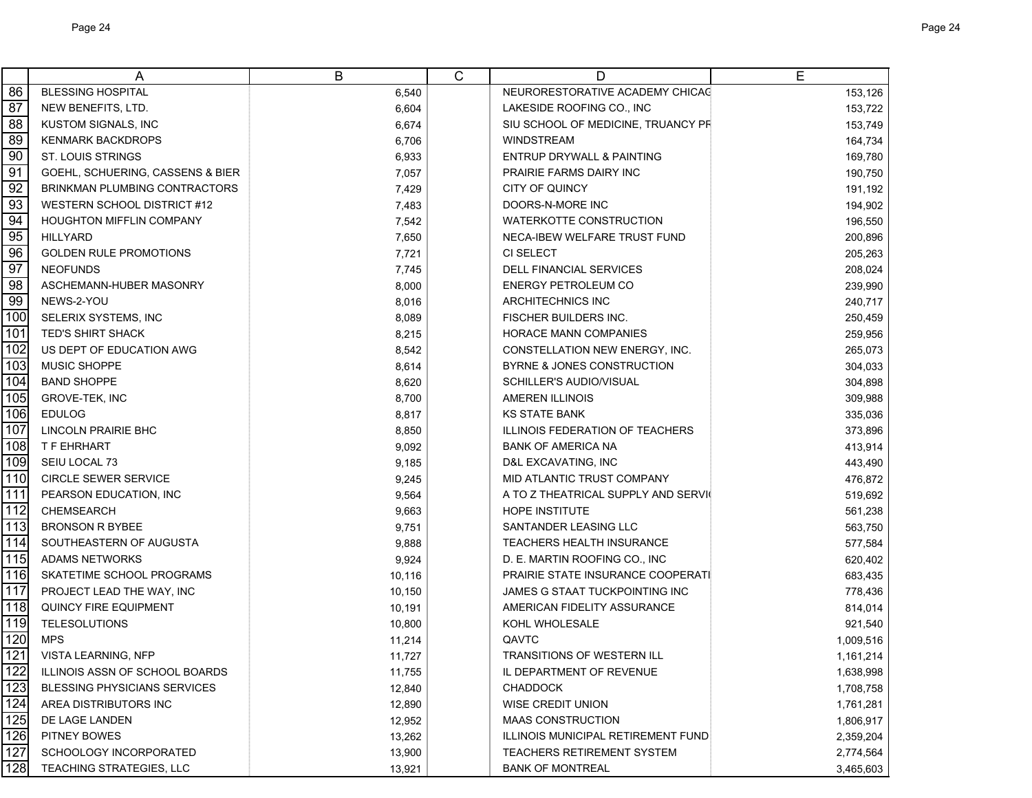| | A | B | C | D | E |
|---|---|---|---|---|---|
| 86 | BLESSING HOSPITAL | 6,540 | | NEURORESTORATIVE ACADEMY CHICAG | 153,126 |
| 87 | NEW BENEFITS, LTD. | 6,604 | | LAKESIDE ROOFING CO., INC | 153,722 |
| 88 | KUSTOM SIGNALS, INC | 6,674 | | SIU SCHOOL OF MEDICINE, TRUANCY PF | 153,749 |
| 89 | KENMARK BACKDROPS | 6,706 | | WINDSTREAM | 164,734 |
| 90 | ST. LOUIS STRINGS | 6,933 | | ENTRUP DRYWALL & PAINTING | 169,780 |
| 91 | GOEHL, SCHUERING, CASSENS & BIER | 7,057 | | PRAIRIE FARMS DAIRY INC | 190,750 |
| 92 | BRINKMAN PLUMBING CONTRACTORS | 7,429 | | CITY OF QUINCY | 191,192 |
| 93 | WESTERN SCHOOL DISTRICT #12 | 7,483 | | DOORS-N-MORE INC | 194,902 |
| 94 | HOUGHTON MIFFLIN COMPANY | 7,542 | | WATERKOTTE CONSTRUCTION | 196,550 |
| 95 | HILLYARD | 7,650 | | NECA-IBEW WELFARE TRUST FUND | 200,896 |
| 96 | GOLDEN RULE PROMOTIONS | 7,721 | | CI SELECT | 205,263 |
| 97 | NEOFUNDS | 7,745 | | DELL FINANCIAL SERVICES | 208,024 |
| 98 | ASCHEMANN-HUBER MASONRY | 8,000 | | ENERGY PETROLEUM CO | 239,990 |
| 99 | NEWS-2-YOU | 8,016 | | ARCHITECHNICS INC | 240,717 |
| 100 | SELERIX SYSTEMS, INC | 8,089 | | FISCHER BUILDERS INC. | 250,459 |
| 101 | TED'S SHIRT SHACK | 8,215 | | HORACE MANN COMPANIES | 259,956 |
| 102 | US DEPT OF EDUCATION AWG | 8,542 | | CONSTELLATION NEW ENERGY, INC. | 265,073 |
| 103 | MUSIC SHOPPE | 8,614 | | BYRNE & JONES CONSTRUCTION | 304,033 |
| 104 | BAND SHOPPE | 8,620 | | SCHILLER'S AUDIO/VISUAL | 304,898 |
| 105 | GROVE-TEK, INC | 8,700 | | AMEREN ILLINOIS | 309,988 |
| 106 | EDULOG | 8,817 | | KS STATE BANK | 335,036 |
| 107 | LINCOLN PRAIRIE BHC | 8,850 | | ILLINOIS FEDERATION OF TEACHERS | 373,896 |
| 108 | T F EHRHART | 9,092 | | BANK OF AMERICA NA | 413,914 |
| 109 | SEIU LOCAL 73 | 9,185 | | D&L EXCAVATING, INC | 443,490 |
| 110 | CIRCLE SEWER SERVICE | 9,245 | | MID ATLANTIC TRUST COMPANY | 476,872 |
| 111 | PEARSON EDUCATION, INC | 9,564 | | A TO Z THEATRICAL SUPPLY AND SERVI | 519,692 |
| 112 | CHEMSEARCH | 9,663 | | HOPE INSTITUTE | 561,238 |
| 113 | BRONSON R BYBEE | 9,751 | | SANTANDER LEASING LLC | 563,750 |
| 114 | SOUTHEASTERN OF AUGUSTA | 9,888 | | TEACHERS HEALTH INSURANCE | 577,584 |
| 115 | ADAMS NETWORKS | 9,924 | | D. E. MARTIN ROOFING CO., INC | 620,402 |
| 116 | SKATETIME SCHOOL PROGRAMS | 10,116 | | PRAIRIE STATE INSURANCE COOPERATI | 683,435 |
| 117 | PROJECT LEAD THE WAY, INC | 10,150 | | JAMES G STAAT TUCKPOINTING INC | 778,436 |
| 118 | QUINCY FIRE EQUIPMENT | 10,191 | | AMERICAN FIDELITY ASSURANCE | 814,014 |
| 119 | TELESOLUTIONS | 10,800 | | KOHL WHOLESALE | 921,540 |
| 120 | MPS | 11,214 | | QAVTC | 1,009,516 |
| 121 | VISTA LEARNING, NFP | 11,727 | | TRANSITIONS OF WESTERN ILL | 1,161,214 |
| 122 | ILLINOIS ASSN OF SCHOOL BOARDS | 11,755 | | IL DEPARTMENT OF REVENUE | 1,638,998 |
| 123 | BLESSING PHYSICIANS SERVICES | 12,840 | | CHADDOCK | 1,708,758 |
| 124 | AREA DISTRIBUTORS INC | 12,890 | | WISE CREDIT UNION | 1,761,281 |
| 125 | DE LAGE LANDEN | 12,952 | | MAAS CONSTRUCTION | 1,806,917 |
| 126 | PITNEY BOWES | 13,262 | | ILLINOIS MUNICIPAL RETIREMENT FUND | 2,359,204 |
| 127 | SCHOOLOGY INCORPORATED | 13,900 | | TEACHERS RETIREMENT SYSTEM | 2,774,564 |
| 128 | TEACHING STRATEGIES, LLC | 13,921 | | BANK OF MONTREAL | 3,465,603 |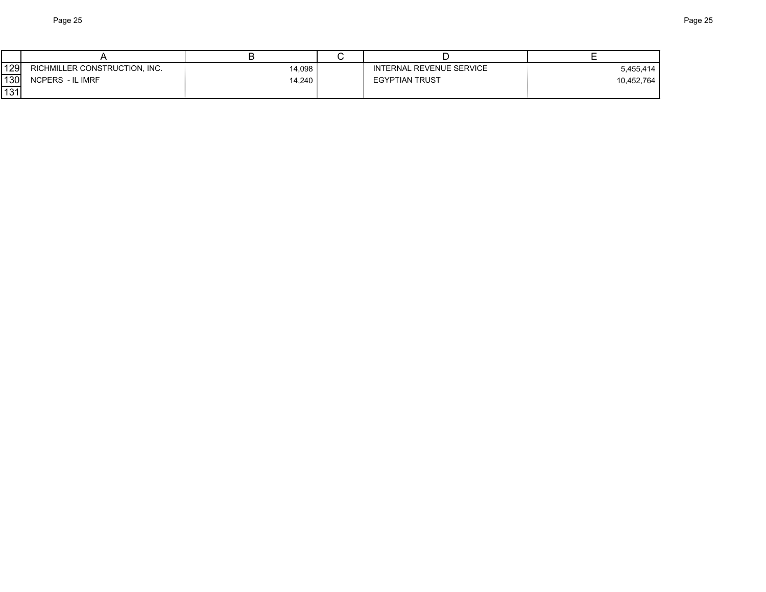| | A | B | C | D | E |
|---|---|---|---|---|---|
| 129 | RICHMILLER CONSTRUCTION, INC. | 14,098 | | INTERNAL REVENUE SERVICE | 5,455,414 |
| 130 | NCPERS - IL IMRF | 14,240 | | EGYPTIAN TRUST | 10,452,764 |
| 131 | | | | | |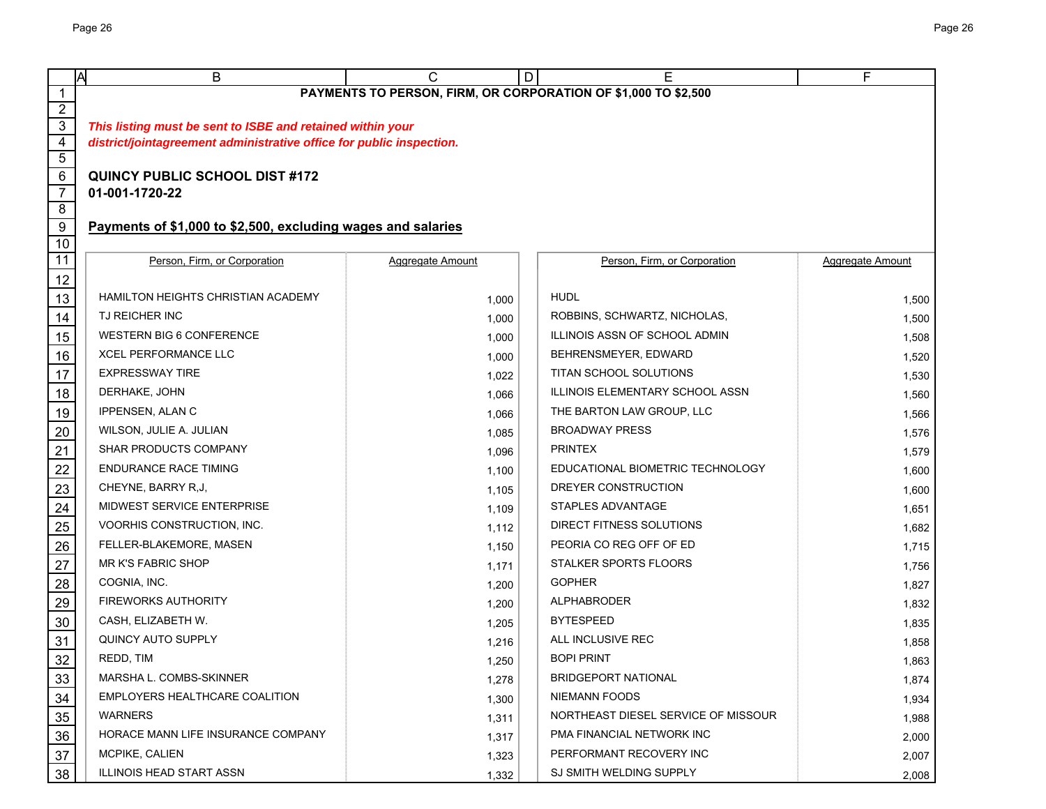# PAYMENTS TO PERSON, FIRM, OR CORPORATION OF $1,000 TO $2,500

*This listing must be sent to ISBE and retained within your district/jointagreement administrative office for public inspection.*

**QUINCY PUBLIC SCHOOL DIST #172**
**01-001-1720-22**

**Payments of $1,000 to $2,500, excluding wages and salaries**

| Person, Firm, or Corporation | Aggregate Amount | Person, Firm, or Corporation | Aggregate Amount |
|---|---|---|---|
| HAMILTON HEIGHTS CHRISTIAN ACADEMY | 1,000 | HUDL | 1,500 |
| TJ REICHER INC | 1,000 | ROBBINS, SCHWARTZ, NICHOLAS, | 1,500 |
| WESTERN BIG 6 CONFERENCE | 1,000 | ILLINOIS ASSN OF SCHOOL ADMIN | 1,508 |
| XCEL PERFORMANCE LLC | 1,000 | BEHRENSMEYER, EDWARD | 1,520 |
| EXPRESSWAY TIRE | 1,022 | TITAN SCHOOL SOLUTIONS | 1,530 |
| DERHAKE, JOHN | 1,066 | ILLINOIS ELEMENTARY SCHOOL ASSN | 1,560 |
| IPPENSEN, ALAN C | 1,066 | THE BARTON LAW GROUP, LLC | 1,566 |
| WILSON, JULIE A. JULIAN | 1,085 | BROADWAY PRESS | 1,576 |
| SHAR PRODUCTS COMPANY | 1,096 | PRINTEX | 1,579 |
| ENDURANCE RACE TIMING | 1,100 | EDUCATIONAL BIOMETRIC TECHNOLOGY | 1,600 |
| CHEYNE, BARRY R,J, | 1,105 | DREYER CONSTRUCTION | 1,600 |
| MIDWEST SERVICE ENTERPRISE | 1,109 | STAPLES ADVANTAGE | 1,651 |
| VOORHIS CONSTRUCTION, INC. | 1,112 | DIRECT FITNESS SOLUTIONS | 1,682 |
| FELLER-BLAKEMORE, MASEN | 1,150 | PEORIA CO REG OFF OF ED | 1,715 |
| MR K'S FABRIC SHOP | 1,171 | STALKER SPORTS FLOORS | 1,756 |
| COGNIA, INC. | 1,200 | GOPHER | 1,827 |
| FIREWORKS AUTHORITY | 1,200 | ALPHABRODER | 1,832 |
| CASH, ELIZABETH W. | 1,205 | BYTESPEED | 1,835 |
| QUINCY AUTO SUPPLY | 1,216 | ALL INCLUSIVE REC | 1,858 |
| REDD, TIM | 1,250 | BOPI PRINT | 1,863 |
| MARSHA L. COMBS-SKINNER | 1,278 | BRIDGEPORT NATIONAL | 1,874 |
| EMPLOYERS HEALTHCARE COALITION | 1,300 | NIEMANN FOODS | 1,934 |
| WARNERS | 1,311 | NORTHEAST DIESEL SERVICE OF MISSOUR | 1,988 |
| HORACE MANN LIFE INSURANCE COMPANY | 1,317 | PMA FINANCIAL NETWORK INC | 2,000 |
| MCPIKE, CALIEN | 1,323 | PERFORMANT RECOVERY INC | 2,007 |
| ILLINOIS HEAD START ASSN | 1,332 | SJ SMITH WELDING SUPPLY | 2,008 |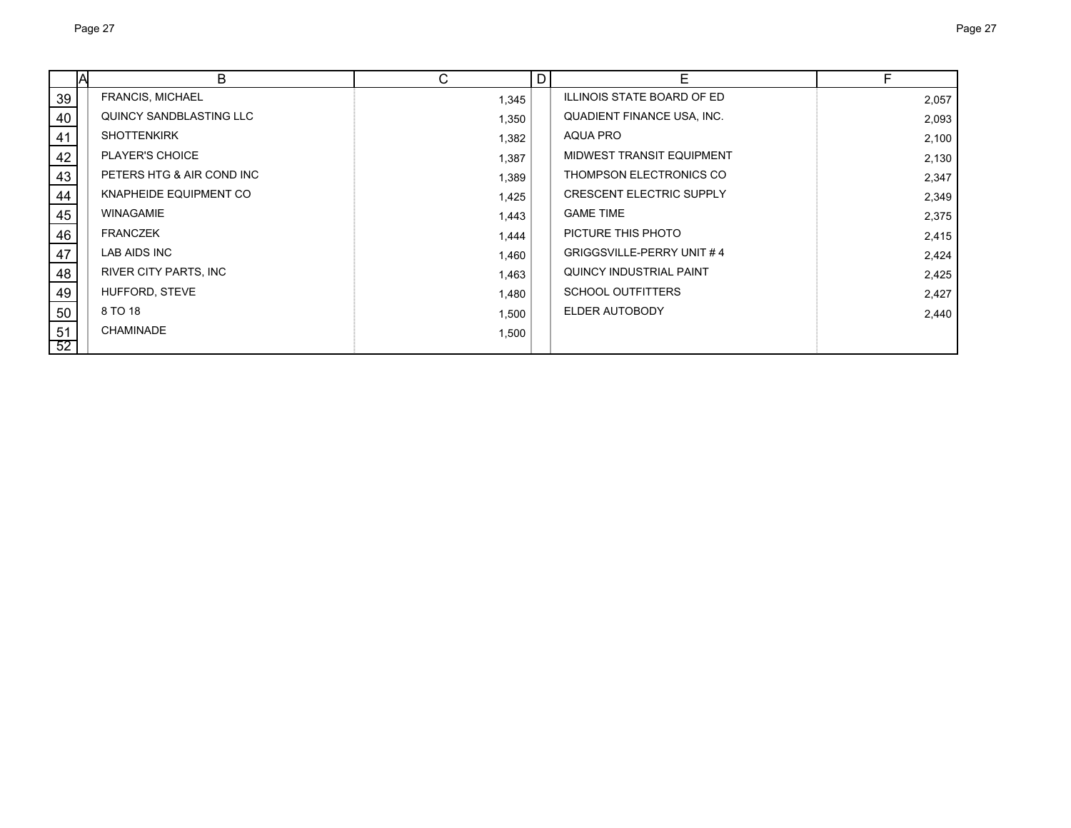| | A | B | C | D | E | F |
|---|---|---|---|---|---|---|
| 39 | | FRANCIS, MICHAEL | 1,345 | | ILLINOIS STATE BOARD OF ED | 2,057 |
| 40 | | QUINCY SANDBLASTING LLC | 1,350 | | QUADIENT FINANCE USA, INC. | 2,093 |
| 41 | | SHOTTENKIRK | 1,382 | | AQUA PRO | 2,100 |
| 42 | | PLAYER'S CHOICE | 1,387 | | MIDWEST TRANSIT EQUIPMENT | 2,130 |
| 43 | | PETERS HTG & AIR COND INC | 1,389 | | THOMPSON ELECTRONICS CO | 2,347 |
| 44 | | KNAPHEIDE EQUIPMENT CO | 1,425 | | CRESCENT ELECTRIC SUPPLY | 2,349 |
| 45 | | WINAGAMIE | 1,443 | | GAME TIME | 2,375 |
| 46 | | FRANCZEK | 1,444 | | PICTURE THIS PHOTO | 2,415 |
| 47 | | LAB AIDS INC | 1,460 | | GRIGGSVILLE-PERRY UNIT # 4 | 2,424 |
| 48 | | RIVER CITY PARTS, INC | 1,463 | | QUINCY INDUSTRIAL PAINT | 2,425 |
| 49 | | HUFFORD, STEVE | 1,480 | | SCHOOL OUTFITTERS | 2,427 |
| 50 | | 8 TO 18 | 1,500 | | ELDER AUTOBODY | 2,440 |
| 51 | | CHAMINADE | 1,500 | | | |
| 52 | | | | | | |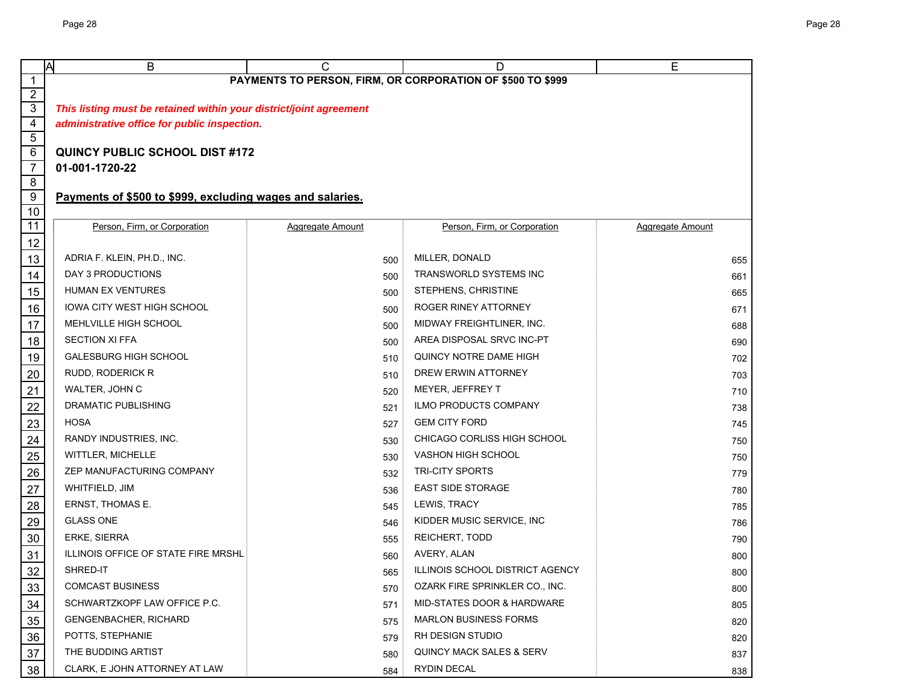# PAYMENTS TO PERSON, FIRM, OR CORPORATION OF $500 TO $999

***This listing must be retained within your district/joint agreement administrative office for public inspection.***

**QUINCY PUBLIC SCHOOL DIST #172**
**01-001-1720-22**

**Payments of $500 to $999, excluding wages and salaries.**

| Person, Firm, or Corporation | Aggregate Amount | Person, Firm, or Corporation | Aggregate Amount |
|---|---|---|---|
| ADRIA F. KLEIN, PH.D., INC. | 500 | MILLER, DONALD | 655 |
| DAY 3 PRODUCTIONS | 500 | TRANSWORLD SYSTEMS INC | 661 |
| HUMAN EX VENTURES | 500 | STEPHENS, CHRISTINE | 665 |
| IOWA CITY WEST HIGH SCHOOL | 500 | ROGER RINEY ATTORNEY | 671 |
| MEHLVILLE HIGH SCHOOL | 500 | MIDWAY FREIGHTLINER, INC. | 688 |
| SECTION XI FFA | 500 | AREA DISPOSAL SRVC INC-PT | 690 |
| GALESBURG HIGH SCHOOL | 510 | QUINCY NOTRE DAME HIGH | 702 |
| RUDD, RODERICK R | 510 | DREW ERWIN ATTORNEY | 703 |
| WALTER, JOHN C | 520 | MEYER, JEFFREY T | 710 |
| DRAMATIC PUBLISHING | 521 | ILMO PRODUCTS COMPANY | 738 |
| HOSA | 527 | GEM CITY FORD | 745 |
| RANDY INDUSTRIES, INC. | 530 | CHICAGO CORLISS HIGH SCHOOL | 750 |
| WITTLER, MICHELLE | 530 | VASHON HIGH SCHOOL | 750 |
| ZEP MANUFACTURING COMPANY | 532 | TRI-CITY SPORTS | 779 |
| WHITFIELD, JIM | 536 | EAST SIDE STORAGE | 780 |
| ERNST, THOMAS E. | 545 | LEWIS, TRACY | 785 |
| GLASS ONE | 546 | KIDDER MUSIC SERVICE, INC | 786 |
| ERKE, SIERRA | 555 | REICHERT, TODD | 790 |
| ILLINOIS OFFICE OF STATE FIRE MRSHL | 560 | AVERY, ALAN | 800 |
| SHRED-IT | 565 | ILLINOIS SCHOOL DISTRICT AGENCY | 800 |
| COMCAST BUSINESS | 570 | OZARK FIRE SPRINKLER CO., INC. | 800 |
| SCHWARTZKOPF LAW OFFICE P.C. | 571 | MID-STATES DOOR & HARDWARE | 805 |
| GENGENBACHER, RICHARD | 575 | MARLON BUSINESS FORMS | 820 |
| POTTS, STEPHANIE | 579 | RH DESIGN STUDIO | 820 |
| THE BUDDING ARTIST | 580 | QUINCY MACK SALES & SERV | 837 |
| CLARK, E JOHN ATTORNEY AT LAW | 584 | RYDIN DECAL | 838 |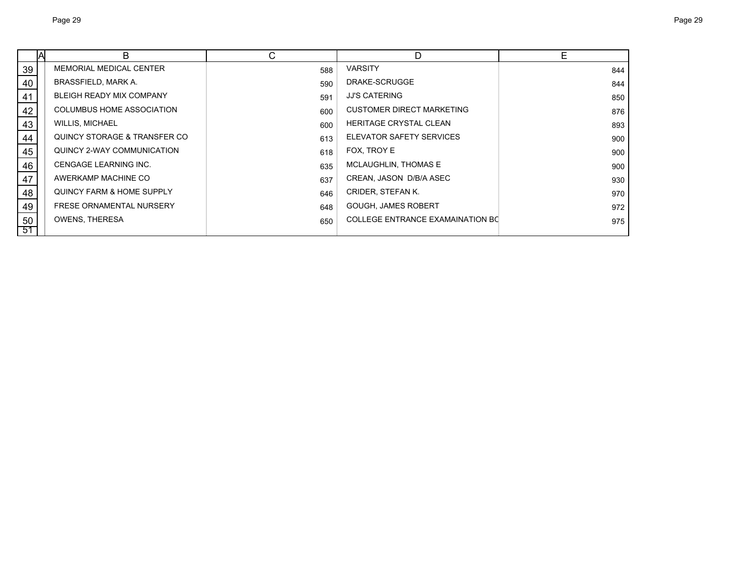| | A | B | C | D | E |
|---|---|---|---|---|---|
| 39 | | MEMORIAL MEDICAL CENTER | 588 | VARSITY | 844 |
| 40 | | BRASSFIELD, MARK A. | 590 | DRAKE-SCRUGGE | 844 |
| 41 | | BLEIGH READY MIX COMPANY | 591 | JJ'S CATERING | 850 |
| 42 | | COLUMBUS HOME ASSOCIATION | 600 | CUSTOMER DIRECT MARKETING | 876 |
| 43 | | WILLIS, MICHAEL | 600 | HERITAGE CRYSTAL CLEAN | 893 |
| 44 | | QUINCY STORAGE & TRANSFER CO | 613 | ELEVATOR SAFETY SERVICES | 900 |
| 45 | | QUINCY 2-WAY COMMUNICATION | 618 | FOX, TROY E | 900 |
| 46 | | CENGAGE LEARNING INC. | 635 | MCLAUGHLIN, THOMAS E | 900 |
| 47 | | AWERKAMP MACHINE CO | 637 | CREAN, JASON D/B/A ASEC | 930 |
| 48 | | QUINCY FARM & HOME SUPPLY | 646 | CRIDER, STEFAN K. | 970 |
| 49 | | FRESE ORNAMENTAL NURSERY | 648 | GOUGH, JAMES ROBERT | 972 |
| 50 | | OWENS, THERESA | 650 | COLLEGE ENTRANCE EXAMAINATION BO | 975 |
| 51 | | | | | |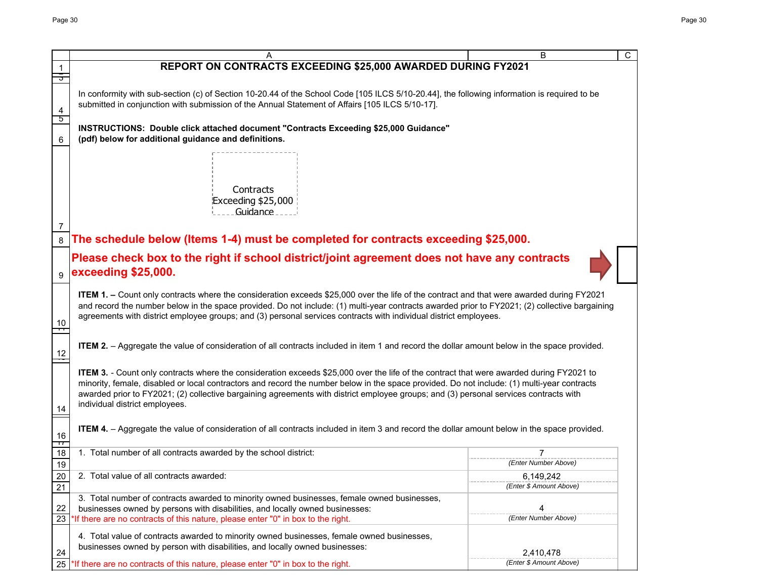# REPORT ON CONTRACTS EXCEEDING $25,000 AWARDED DURING FY2021

In conformity with sub-section (c) of Section 10-20.44 of the School Code [105 ILCS 5/10-20.44], the following information is required to be submitted in conjunction with submission of the Annual Statement of Affairs [105 ILCS 5/10-17].

**INSTRUCTIONS: Double click attached document "Contracts Exceeding $25,000 Guidance" (pdf) below for additional guidance and definitions.**

Contracts Exceeding $25,000 Guidance

**The schedule below (Items 1-4) must be completed for contracts exceeding $25,000.**

**Please check box to the right if school district/joint agreement does not have any contracts exceeding $25,000.** ☐

**ITEM 1. –** Count only contracts where the consideration exceeds $25,000 over the life of the contract and that were awarded during FY2021 and record the number below in the space provided. Do not include: (1) multi-year contracts awarded prior to FY2021; (2) collective bargaining agreements with district employee groups; and (3) personal services contracts with individual district employees.

**ITEM 2.** – Aggregate the value of consideration of all contracts included in item 1 and record the dollar amount below in the space provided.

**ITEM 3.** - Count only contracts where the consideration exceeds $25,000 over the life of the contract that were awarded during FY2021 to minority, female, disabled or local contractors and record the number below in the space provided. Do not include: (1) multi-year contracts awarded prior to FY2021; (2) collective bargaining agreements with district employee groups; and (3) personal services contracts with individual district employees.

**ITEM 4.** – Aggregate the value of consideration of all contracts included in item 3 and record the dollar amount below in the space provided.

| | |
|---|---|
| 1. Total number of all contracts awarded by the school district: | 7<br>*(Enter Number Above)* |
| 2. Total value of all contracts awarded: | 6,149,242<br>*(Enter $ Amount Above)* |
| 3. Total number of contracts awarded to minority owned businesses, female owned businesses, businesses owned by persons with disabilities, and locally owned businesses:<br>*If there are no contracts of this nature, please enter "0" in box to the right. | 4<br>*(Enter Number Above)* |
| 4. Total value of contracts awarded to minority owned businesses, female owned businesses, businesses owned by person with disabilities, and locally owned businesses:<br>*If there are no contracts of this nature, please enter "0" in box to the right. | 2,410,478<br>*(Enter $ Amount Above)* |